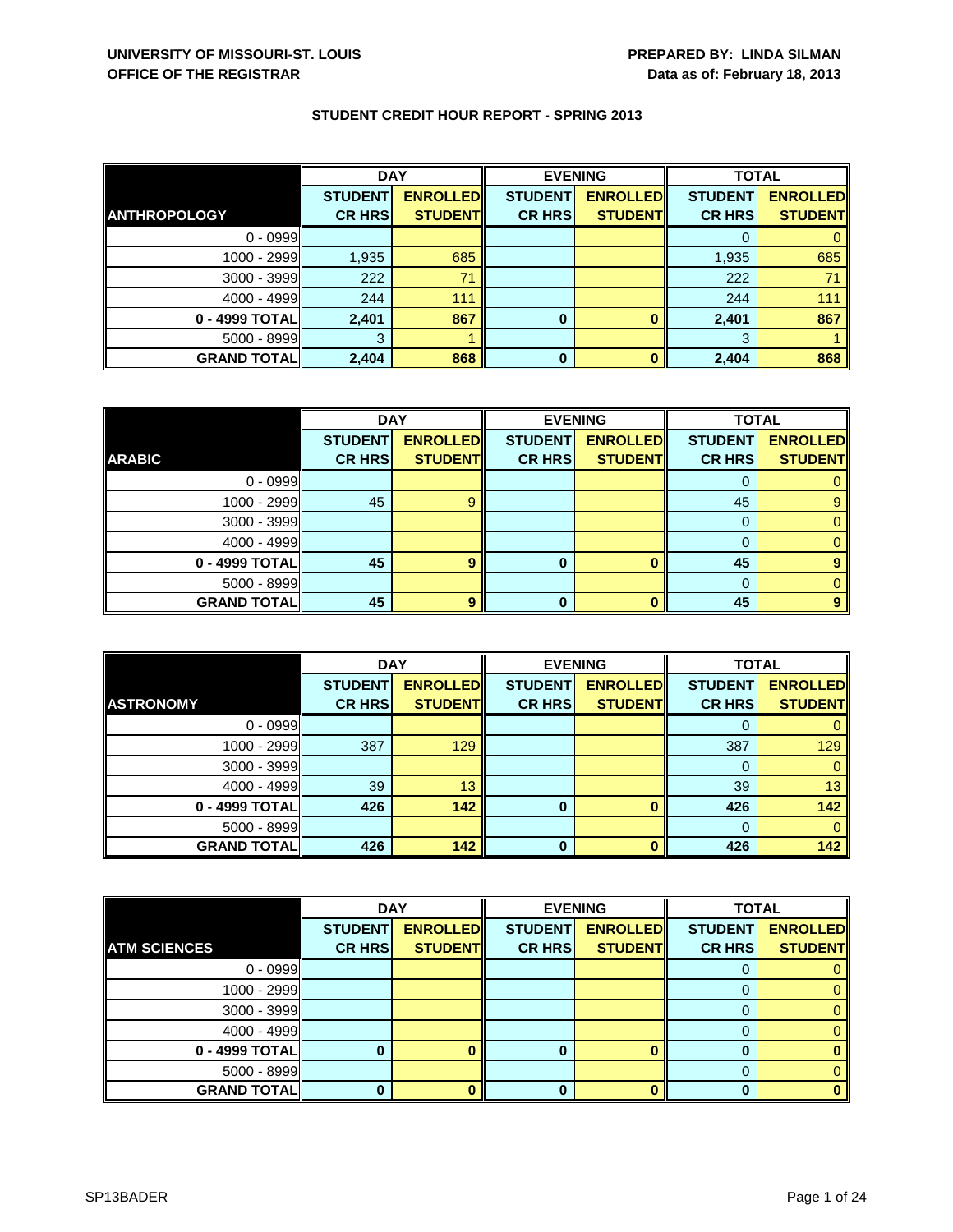**UNIVERSITY OF MISSOURI-ST. LOUIS**
**OFFICE OF THE REGISTRAR**

**PREPARED BY: LINDA SILMAN**
**Data as of: February 18, 2013**

## STUDENT CREDIT HOUR REPORT - SPRING 2013

| | DAY | | EVENING | | TOTAL | |
|---|---|---|---|---|---|---|
| **ANTHROPOLOGY** | **STUDENT CR HRS** | **ENROLLED STUDENT** | **STUDENT CR HRS** | **ENROLLED STUDENT** | **STUDENT CR HRS** | **ENROLLED STUDENT** |
| 0 - 0999 | | | | | 0 | 0 |
| 1000 - 2999 | 1,935 | 685 | | | 1,935 | 685 |
| 3000 - 3999 | 222 | 71 | | | 222 | 71 |
| 4000 - 4999 | 244 | 111 | | | 244 | 111 |
| **0 - 4999 TOTAL** | **2,401** | **867** | **0** | **0** | **2,401** | **867** |
| 5000 - 8999 | 3 | 1 | | | 3 | 1 |
| **GRAND TOTAL** | **2,404** | **868** | **0** | **0** | **2,404** | **868** |

| | DAY | | EVENING | | TOTAL | |
|---|---|---|---|---|---|---|
| **ARABIC** | **STUDENT CR HRS** | **ENROLLED STUDENT** | **STUDENT CR HRS** | **ENROLLED STUDENT** | **STUDENT CR HRS** | **ENROLLED STUDENT** |
| 0 - 0999 | | | | | 0 | 0 |
| 1000 - 2999 | 45 | 9 | | | 45 | 9 |
| 3000 - 3999 | | | | | 0 | 0 |
| 4000 - 4999 | | | | | 0 | 0 |
| **0 - 4999 TOTAL** | **45** | **9** | **0** | **0** | **45** | **9** |
| 5000 - 8999 | | | | | 0 | 0 |
| **GRAND TOTAL** | **45** | **9** | **0** | **0** | **45** | **9** |

| | DAY | | EVENING | | TOTAL | |
|---|---|---|---|---|---|---|
| **ASTRONOMY** | **STUDENT CR HRS** | **ENROLLED STUDENT** | **STUDENT CR HRS** | **ENROLLED STUDENT** | **STUDENT CR HRS** | **ENROLLED STUDENT** |
| 0 - 0999 | | | | | 0 | 0 |
| 1000 - 2999 | 387 | 129 | | | 387 | 129 |
| 3000 - 3999 | | | | | 0 | 0 |
| 4000 - 4999 | 39 | 13 | | | 39 | 13 |
| **0 - 4999 TOTAL** | **426** | **142** | **0** | **0** | **426** | **142** |
| 5000 - 8999 | | | | | 0 | 0 |
| **GRAND TOTAL** | **426** | **142** | **0** | **0** | **426** | **142** |

| | DAY | | EVENING | | TOTAL | |
|---|---|---|---|---|---|---|
| **ATM SCIENCES** | **STUDENT CR HRS** | **ENROLLED STUDENT** | **STUDENT CR HRS** | **ENROLLED STUDENT** | **STUDENT CR HRS** | **ENROLLED STUDENT** |
| 0 - 0999 | | | | | 0 | 0 |
| 1000 - 2999 | | | | | 0 | 0 |
| 3000 - 3999 | | | | | 0 | 0 |
| 4000 - 4999 | | | | | 0 | 0 |
| **0 - 4999 TOTAL** | **0** | **0** | **0** | **0** | **0** | **0** |
| 5000 - 8999 | | | | | 0 | 0 |
| **GRAND TOTAL** | **0** | **0** | **0** | **0** | **0** | **0** |

SP13BADER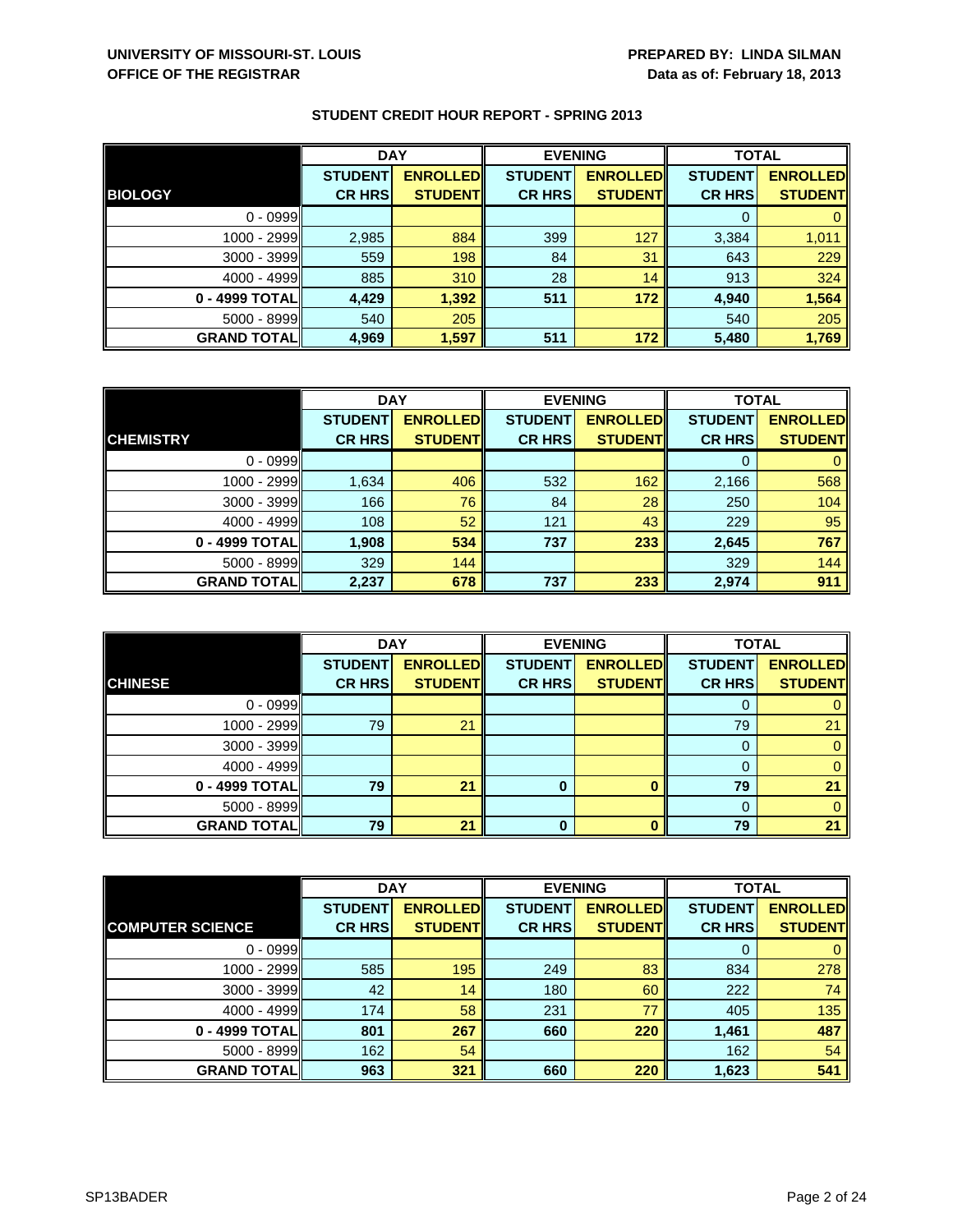**UNIVERSITY OF MISSOURI-ST. LOUIS**
**OFFICE OF THE REGISTRAR**

**PREPARED BY: LINDA SILMAN**
**Data as of: February 18, 2013**

## STUDENT CREDIT HOUR REPORT - SPRING 2013

| | DAY | | EVENING | | TOTAL | |
|---|---|---|---|---|---|---|
| **BIOLOGY** | **STUDENT CR HRS** | **ENROLLED STUDENT** | **STUDENT CR HRS** | **ENROLLED STUDENT** | **STUDENT CR HRS** | **ENROLLED STUDENT** |
| 0 - 0999 | | | | | 0 | 0 |
| 1000 - 2999 | 2,985 | 884 | 399 | 127 | 3,384 | 1,011 |
| 3000 - 3999 | 559 | 198 | 84 | 31 | 643 | 229 |
| 4000 - 4999 | 885 | 310 | 28 | 14 | 913 | 324 |
| **0 - 4999 TOTAL** | **4,429** | **1,392** | **511** | **172** | **4,940** | **1,564** |
| 5000 - 8999 | 540 | 205 | | | 540 | 205 |
| **GRAND TOTAL** | **4,969** | **1,597** | **511** | **172** | **5,480** | **1,769** |

| | DAY | | EVENING | | TOTAL | |
|---|---|---|---|---|---|---|
| **CHEMISTRY** | **STUDENT CR HRS** | **ENROLLED STUDENT** | **STUDENT CR HRS** | **ENROLLED STUDENT** | **STUDENT CR HRS** | **ENROLLED STUDENT** |
| 0 - 0999 | | | | | 0 | 0 |
| 1000 - 2999 | 1,634 | 406 | 532 | 162 | 2,166 | 568 |
| 3000 - 3999 | 166 | 76 | 84 | 28 | 250 | 104 |
| 4000 - 4999 | 108 | 52 | 121 | 43 | 229 | 95 |
| **0 - 4999 TOTAL** | **1,908** | **534** | **737** | **233** | **2,645** | **767** |
| 5000 - 8999 | 329 | 144 | | | 329 | 144 |
| **GRAND TOTAL** | **2,237** | **678** | **737** | **233** | **2,974** | **911** |

| | DAY | | EVENING | | TOTAL | |
|---|---|---|---|---|---|---|
| **CHINESE** | **STUDENT CR HRS** | **ENROLLED STUDENT** | **STUDENT CR HRS** | **ENROLLED STUDENT** | **STUDENT CR HRS** | **ENROLLED STUDENT** |
| 0 - 0999 | | | | | 0 | 0 |
| 1000 - 2999 | 79 | 21 | | | 79 | 21 |
| 3000 - 3999 | | | | | 0 | 0 |
| 4000 - 4999 | | | | | 0 | 0 |
| **0 - 4999 TOTAL** | **79** | **21** | **0** | **0** | **79** | **21** |
| 5000 - 8999 | | | | | 0 | 0 |
| **GRAND TOTAL** | **79** | **21** | **0** | **0** | **79** | **21** |

| | DAY | | EVENING | | TOTAL | |
|---|---|---|---|---|---|---|
| **COMPUTER SCIENCE** | **STUDENT CR HRS** | **ENROLLED STUDENT** | **STUDENT CR HRS** | **ENROLLED STUDENT** | **STUDENT CR HRS** | **ENROLLED STUDENT** |
| 0 - 0999 | | | | | 0 | 0 |
| 1000 - 2999 | 585 | 195 | 249 | 83 | 834 | 278 |
| 3000 - 3999 | 42 | 14 | 180 | 60 | 222 | 74 |
| 4000 - 4999 | 174 | 58 | 231 | 77 | 405 | 135 |
| **0 - 4999 TOTAL** | **801** | **267** | **660** | **220** | **1,461** | **487** |
| 5000 - 8999 | 162 | 54 | | | 162 | 54 |
| **GRAND TOTAL** | **963** | **321** | **660** | **220** | **1,623** | **541** |

SP13BADER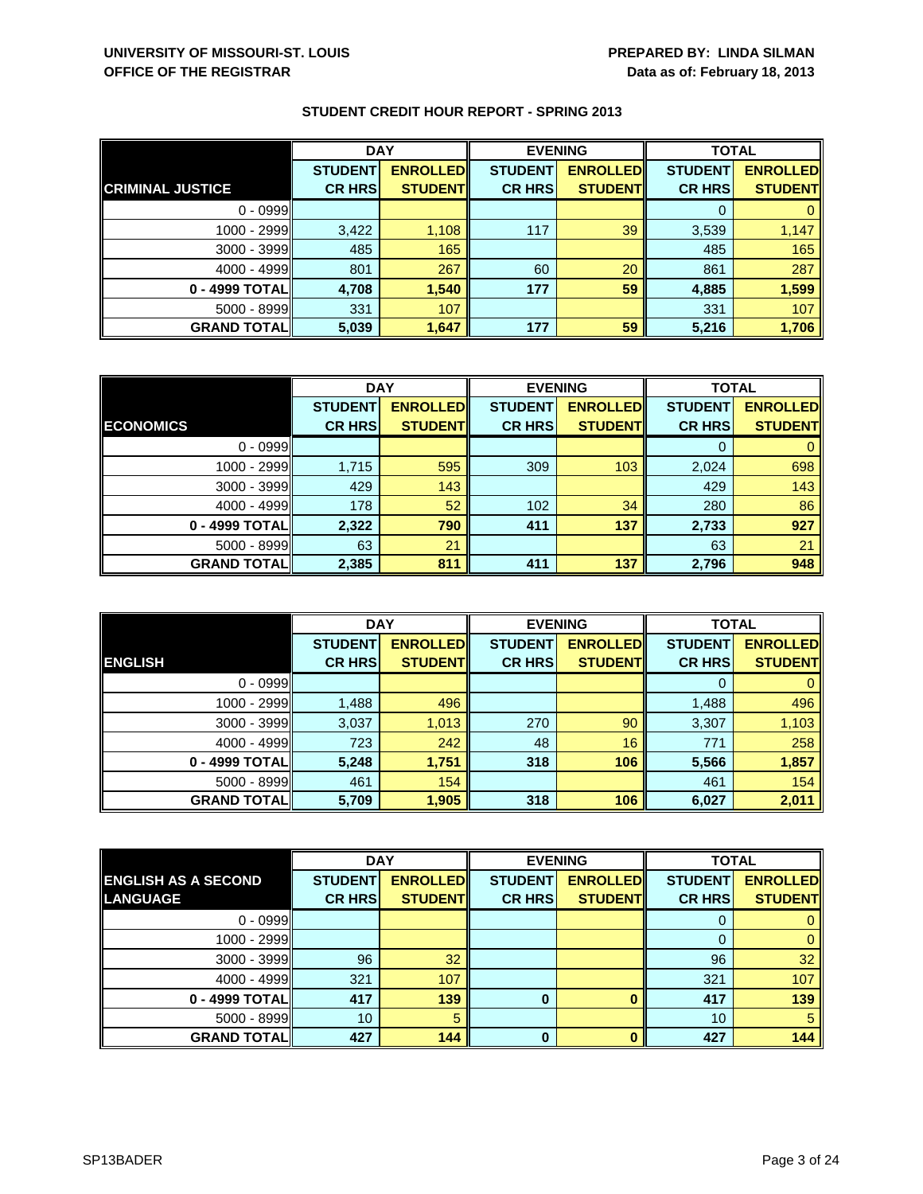**UNIVERSITY OF MISSOURI-ST. LOUIS**
**OFFICE OF THE REGISTRAR**

**PREPARED BY: LINDA SILMAN**
**Data as of: February 18, 2013**

## STUDENT CREDIT HOUR REPORT - SPRING 2013

| | DAY | | EVENING | | TOTAL | |
|---|---|---|---|---|---|---|
| **CRIMINAL JUSTICE** | **STUDENT CR HRS** | **ENROLLED STUDENT** | **STUDENT CR HRS** | **ENROLLED STUDENT** | **STUDENT CR HRS** | **ENROLLED STUDENT** |
| 0 - 0999 | | | | | 0 | 0 |
| 1000 - 2999 | 3,422 | 1,108 | 117 | 39 | 3,539 | 1,147 |
| 3000 - 3999 | 485 | 165 | | | 485 | 165 |
| 4000 - 4999 | 801 | 267 | 60 | 20 | 861 | 287 |
| **0 - 4999 TOTAL** | **4,708** | **1,540** | **177** | **59** | **4,885** | **1,599** |
| 5000 - 8999 | 331 | 107 | | | 331 | 107 |
| **GRAND TOTAL** | **5,039** | **1,647** | **177** | **59** | **5,216** | **1,706** |

| | DAY | | EVENING | | TOTAL | |
|---|---|---|---|---|---|---|
| **ECONOMICS** | **STUDENT CR HRS** | **ENROLLED STUDENT** | **STUDENT CR HRS** | **ENROLLED STUDENT** | **STUDENT CR HRS** | **ENROLLED STUDENT** |
| 0 - 0999 | | | | | 0 | 0 |
| 1000 - 2999 | 1,715 | 595 | 309 | 103 | 2,024 | 698 |
| 3000 - 3999 | 429 | 143 | | | 429 | 143 |
| 4000 - 4999 | 178 | 52 | 102 | 34 | 280 | 86 |
| **0 - 4999 TOTAL** | **2,322** | **790** | **411** | **137** | **2,733** | **927** |
| 5000 - 8999 | 63 | 21 | | | 63 | 21 |
| **GRAND TOTAL** | **2,385** | **811** | **411** | **137** | **2,796** | **948** |

| | DAY | | EVENING | | TOTAL | |
|---|---|---|---|---|---|---|
| **ENGLISH** | **STUDENT CR HRS** | **ENROLLED STUDENT** | **STUDENT CR HRS** | **ENROLLED STUDENT** | **STUDENT CR HRS** | **ENROLLED STUDENT** |
| 0 - 0999 | | | | | 0 | 0 |
| 1000 - 2999 | 1,488 | 496 | | | 1,488 | 496 |
| 3000 - 3999 | 3,037 | 1,013 | 270 | 90 | 3,307 | 1,103 |
| 4000 - 4999 | 723 | 242 | 48 | 16 | 771 | 258 |
| **0 - 4999 TOTAL** | **5,248** | **1,751** | **318** | **106** | **5,566** | **1,857** |
| 5000 - 8999 | 461 | 154 | | | 461 | 154 |
| **GRAND TOTAL** | **5,709** | **1,905** | **318** | **106** | **6,027** | **2,011** |

| | DAY | | EVENING | | TOTAL | |
|---|---|---|---|---|---|---|
| **ENGLISH AS A SECOND LANGUAGE** | **STUDENT CR HRS** | **ENROLLED STUDENT** | **STUDENT CR HRS** | **ENROLLED STUDENT** | **STUDENT CR HRS** | **ENROLLED STUDENT** |
| 0 - 0999 | | | | | 0 | 0 |
| 1000 - 2999 | | | | | 0 | 0 |
| 3000 - 3999 | 96 | 32 | | | 96 | 32 |
| 4000 - 4999 | 321 | 107 | | | 321 | 107 |
| **0 - 4999 TOTAL** | **417** | **139** | **0** | **0** | **417** | **139** |
| 5000 - 8999 | 10 | 5 | | | 10 | 5 |
| **GRAND TOTAL** | **427** | **144** | **0** | **0** | **427** | **144** |

SP13BADER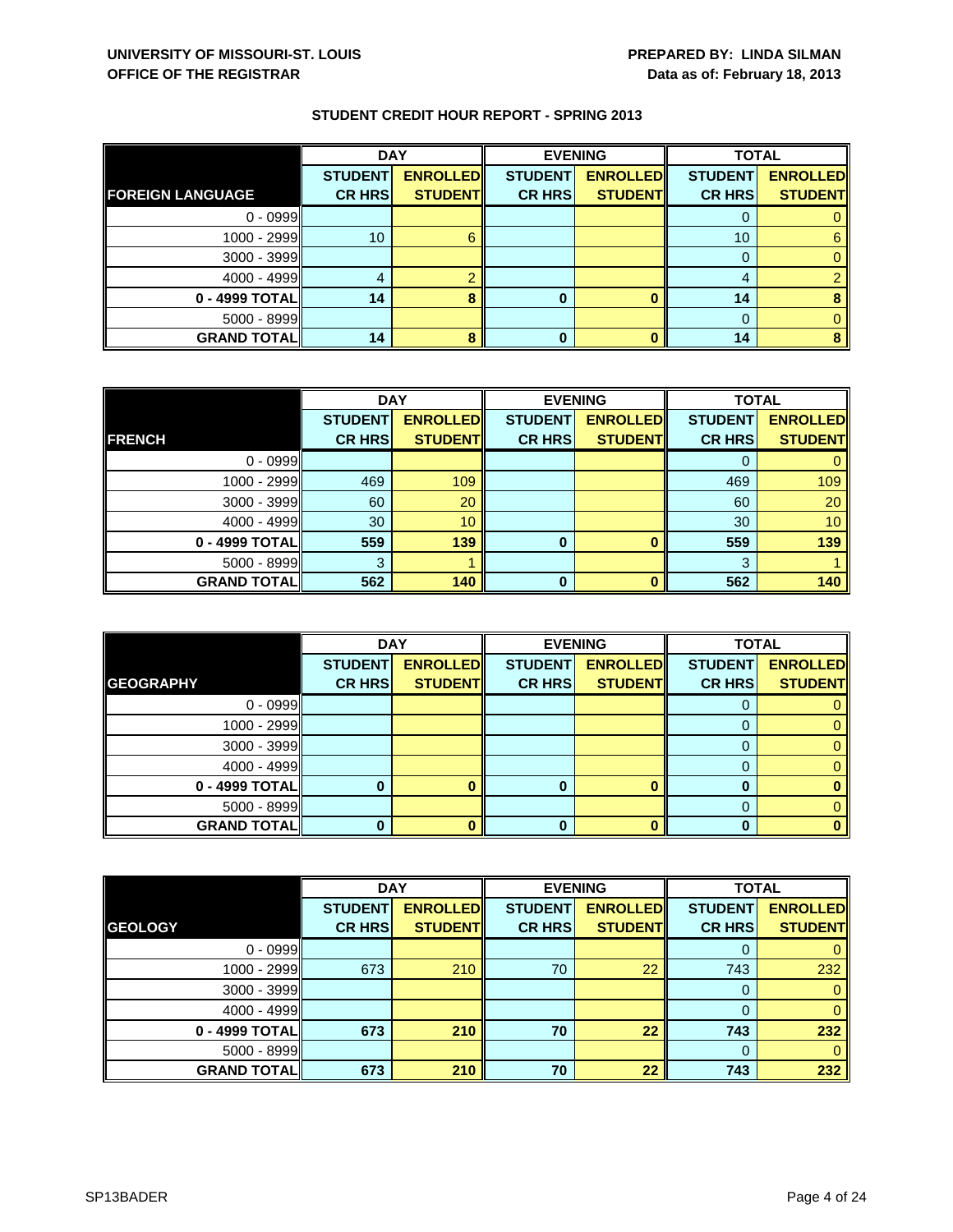**UNIVERSITY OF MISSOURI-ST. LOUIS**
**OFFICE OF THE REGISTRAR**

**PREPARED BY: LINDA SILMAN**
**Data as of: February 18, 2013**

## STUDENT CREDIT HOUR REPORT - SPRING 2013

| | DAY | | EVENING | | TOTAL | |
|---|---|---|---|---|---|---|
| **FOREIGN LANGUAGE** | **STUDENT CR HRS** | **ENROLLED STUDENT** | **STUDENT CR HRS** | **ENROLLED STUDENT** | **STUDENT CR HRS** | **ENROLLED STUDENT** |
| 0 - 0999 | | | | | 0 | 0 |
| 1000 - 2999 | 10 | 6 | | | 10 | 6 |
| 3000 - 3999 | | | | | 0 | 0 |
| 4000 - 4999 | 4 | 2 | | | 4 | 2 |
| **0 - 4999 TOTAL** | **14** | **8** | **0** | **0** | **14** | **8** |
| 5000 - 8999 | | | | | 0 | 0 |
| **GRAND TOTAL** | **14** | **8** | **0** | **0** | **14** | **8** |

| | DAY | | EVENING | | TOTAL | |
|---|---|---|---|---|---|---|
| **FRENCH** | **STUDENT CR HRS** | **ENROLLED STUDENT** | **STUDENT CR HRS** | **ENROLLED STUDENT** | **STUDENT CR HRS** | **ENROLLED STUDENT** |
| 0 - 0999 | | | | | 0 | 0 |
| 1000 - 2999 | 469 | 109 | | | 469 | 109 |
| 3000 - 3999 | 60 | 20 | | | 60 | 20 |
| 4000 - 4999 | 30 | 10 | | | 30 | 10 |
| **0 - 4999 TOTAL** | **559** | **139** | **0** | **0** | **559** | **139** |
| 5000 - 8999 | 3 | 1 | | | 3 | 1 |
| **GRAND TOTAL** | **562** | **140** | **0** | **0** | **562** | **140** |

| | DAY | | EVENING | | TOTAL | |
|---|---|---|---|---|---|---|
| **GEOGRAPHY** | **STUDENT CR HRS** | **ENROLLED STUDENT** | **STUDENT CR HRS** | **ENROLLED STUDENT** | **STUDENT CR HRS** | **ENROLLED STUDENT** |
| 0 - 0999 | | | | | 0 | 0 |
| 1000 - 2999 | | | | | 0 | 0 |
| 3000 - 3999 | | | | | 0 | 0 |
| 4000 - 4999 | | | | | 0 | 0 |
| **0 - 4999 TOTAL** | **0** | **0** | **0** | **0** | **0** | **0** |
| 5000 - 8999 | | | | | 0 | 0 |
| **GRAND TOTAL** | **0** | **0** | **0** | **0** | **0** | **0** |

| | DAY | | EVENING | | TOTAL | |
|---|---|---|---|---|---|---|
| **GEOLOGY** | **STUDENT CR HRS** | **ENROLLED STUDENT** | **STUDENT CR HRS** | **ENROLLED STUDENT** | **STUDENT CR HRS** | **ENROLLED STUDENT** |
| 0 - 0999 | | | | | 0 | 0 |
| 1000 - 2999 | 673 | 210 | 70 | 22 | 743 | 232 |
| 3000 - 3999 | | | | | 0 | 0 |
| 4000 - 4999 | | | | | 0 | 0 |
| **0 - 4999 TOTAL** | **673** | **210** | **70** | **22** | **743** | **232** |
| 5000 - 8999 | | | | | 0 | 0 |
| **GRAND TOTAL** | **673** | **210** | **70** | **22** | **743** | **232** |

SP13BADER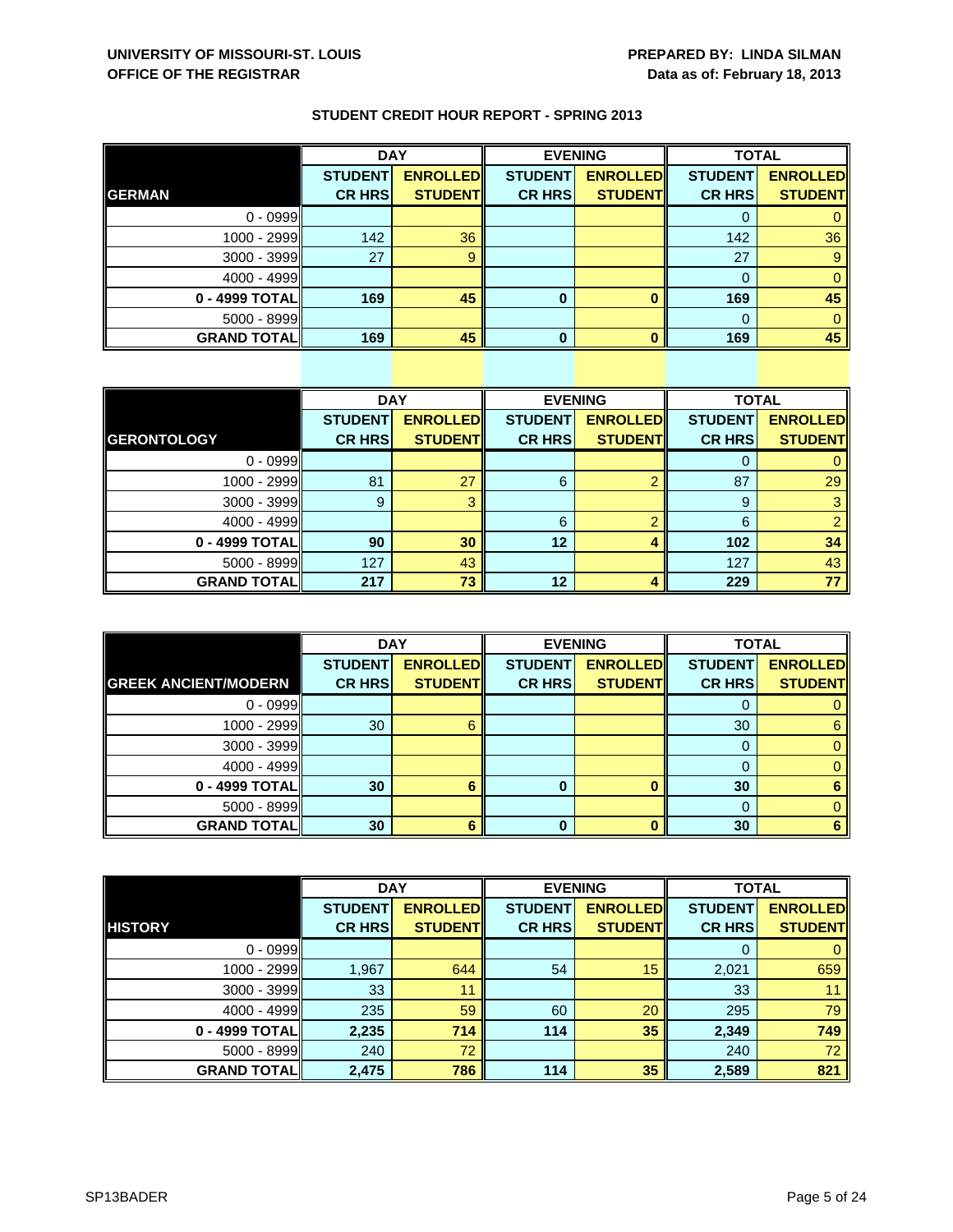**UNIVERSITY OF MISSOURI-ST. LOUIS**
**OFFICE OF THE REGISTRAR**

**PREPARED BY: LINDA SILMAN**
**Data as of: February 18, 2013**

## STUDENT CREDIT HOUR REPORT - SPRING 2013

| | DAY | | EVENING | | TOTAL | |
|---|---|---|---|---|---|---|
| **GERMAN** | **STUDENT CR HRS** | **ENROLLED STUDENT** | **STUDENT CR HRS** | **ENROLLED STUDENT** | **STUDENT CR HRS** | **ENROLLED STUDENT** |
| 0 - 0999 | | | | | 0 | 0 |
| 1000 - 2999 | 142 | 36 | | | 142 | 36 |
| 3000 - 3999 | 27 | 9 | | | 27 | 9 |
| 4000 - 4999 | | | | | 0 | 0 |
| **0 - 4999 TOTAL** | **169** | **45** | **0** | **0** | **169** | **45** |
| 5000 - 8999 | | | | | 0 | 0 |
| **GRAND TOTAL** | **169** | **45** | **0** | **0** | **169** | **45** |

| | DAY | | EVENING | | TOTAL | |
|---|---|---|---|---|---|---|
| **GERONTOLOGY** | **STUDENT CR HRS** | **ENROLLED STUDENT** | **STUDENT CR HRS** | **ENROLLED STUDENT** | **STUDENT CR HRS** | **ENROLLED STUDENT** |
| 0 - 0999 | | | | | 0 | 0 |
| 1000 - 2999 | 81 | 27 | 6 | 2 | 87 | 29 |
| 3000 - 3999 | 9 | 3 | | | 9 | 3 |
| 4000 - 4999 | | | 6 | 2 | 6 | 2 |
| **0 - 4999 TOTAL** | **90** | **30** | **12** | **4** | **102** | **34** |
| 5000 - 8999 | 127 | 43 | | | 127 | 43 |
| **GRAND TOTAL** | **217** | **73** | **12** | **4** | **229** | **77** |

| | DAY | | EVENING | | TOTAL | |
|---|---|---|---|---|---|---|
| **GREEK ANCIENT/MODERN** | **STUDENT CR HRS** | **ENROLLED STUDENT** | **STUDENT CR HRS** | **ENROLLED STUDENT** | **STUDENT CR HRS** | **ENROLLED STUDENT** |
| 0 - 0999 | | | | | 0 | 0 |
| 1000 - 2999 | 30 | 6 | | | 30 | 6 |
| 3000 - 3999 | | | | | 0 | 0 |
| 4000 - 4999 | | | | | 0 | 0 |
| **0 - 4999 TOTAL** | **30** | **6** | **0** | **0** | **30** | **6** |
| 5000 - 8999 | | | | | 0 | 0 |
| **GRAND TOTAL** | **30** | **6** | **0** | **0** | **30** | **6** |

| | DAY | | EVENING | | TOTAL | |
|---|---|---|---|---|---|---|
| **HISTORY** | **STUDENT CR HRS** | **ENROLLED STUDENT** | **STUDENT CR HRS** | **ENROLLED STUDENT** | **STUDENT CR HRS** | **ENROLLED STUDENT** |
| 0 - 0999 | | | | | 0 | 0 |
| 1000 - 2999 | 1,967 | 644 | 54 | 15 | 2,021 | 659 |
| 3000 - 3999 | 33 | 11 | | | 33 | 11 |
| 4000 - 4999 | 235 | 59 | 60 | 20 | 295 | 79 |
| **0 - 4999 TOTAL** | **2,235** | **714** | **114** | **35** | **2,349** | **749** |
| 5000 - 8999 | 240 | 72 | | | 240 | 72 |
| **GRAND TOTAL** | **2,475** | **786** | **114** | **35** | **2,589** | **821** |

SP13BADER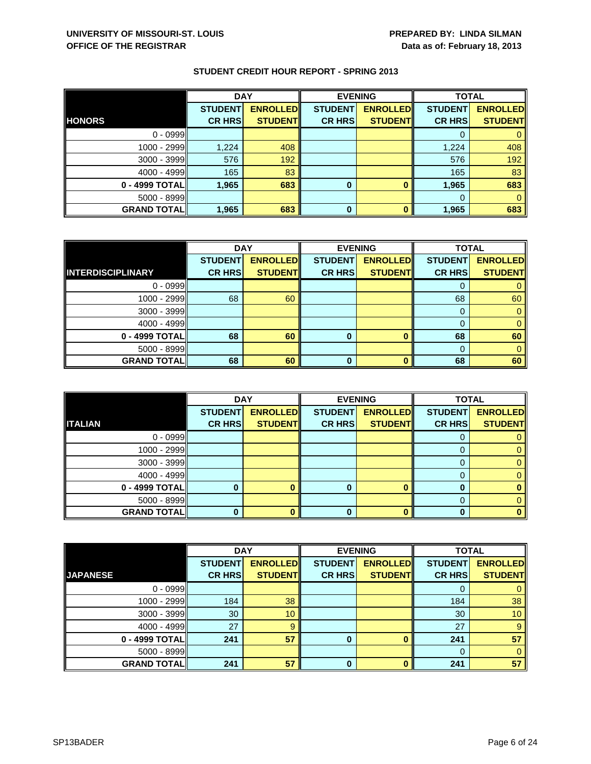**UNIVERSITY OF MISSOURI-ST. LOUIS**
**OFFICE OF THE REGISTRAR**

**PREPARED BY: LINDA SILMAN**
**Data as of: February 18, 2013**

**STUDENT CREDIT HOUR REPORT - SPRING 2013**

| | DAY | | EVENING | | TOTAL | |
|---|---|---|---|---|---|---|
| **HONORS** | **STUDENT CR HRS** | **ENROLLED STUDENT** | **STUDENT CR HRS** | **ENROLLED STUDENT** | **STUDENT CR HRS** | **ENROLLED STUDENT** |
| 0 - 0999 | | | | | 0 | 0 |
| 1000 - 2999 | 1,224 | 408 | | | 1,224 | 408 |
| 3000 - 3999 | 576 | 192 | | | 576 | 192 |
| 4000 - 4999 | 165 | 83 | | | 165 | 83 |
| **0 - 4999 TOTAL** | **1,965** | **683** | **0** | **0** | **1,965** | **683** |
| 5000 - 8999 | | | | | 0 | 0 |
| **GRAND TOTAL** | **1,965** | **683** | **0** | **0** | **1,965** | **683** |

| | DAY | | EVENING | | TOTAL | |
|---|---|---|---|---|---|---|
| **INTERDISCIPLINARY** | **STUDENT CR HRS** | **ENROLLED STUDENT** | **STUDENT CR HRS** | **ENROLLED STUDENT** | **STUDENT CR HRS** | **ENROLLED STUDENT** |
| 0 - 0999 | | | | | 0 | 0 |
| 1000 - 2999 | 68 | 60 | | | 68 | 60 |
| 3000 - 3999 | | | | | 0 | 0 |
| 4000 - 4999 | | | | | 0 | 0 |
| **0 - 4999 TOTAL** | **68** | **60** | **0** | **0** | **68** | **60** |
| 5000 - 8999 | | | | | 0 | 0 |
| **GRAND TOTAL** | **68** | **60** | **0** | **0** | **68** | **60** |

| | DAY | | EVENING | | TOTAL | |
|---|---|---|---|---|---|---|
| **ITALIAN** | **STUDENT CR HRS** | **ENROLLED STUDENT** | **STUDENT CR HRS** | **ENROLLED STUDENT** | **STUDENT CR HRS** | **ENROLLED STUDENT** |
| 0 - 0999 | | | | | 0 | 0 |
| 1000 - 2999 | | | | | 0 | 0 |
| 3000 - 3999 | | | | | 0 | 0 |
| 4000 - 4999 | | | | | 0 | 0 |
| **0 - 4999 TOTAL** | **0** | **0** | **0** | **0** | **0** | **0** |
| 5000 - 8999 | | | | | 0 | 0 |
| **GRAND TOTAL** | **0** | **0** | **0** | **0** | **0** | **0** |

| | DAY | | EVENING | | TOTAL | |
|---|---|---|---|---|---|---|
| **JAPANESE** | **STUDENT CR HRS** | **ENROLLED STUDENT** | **STUDENT CR HRS** | **ENROLLED STUDENT** | **STUDENT CR HRS** | **ENROLLED STUDENT** |
| 0 - 0999 | | | | | 0 | 0 |
| 1000 - 2999 | 184 | 38 | | | 184 | 38 |
| 3000 - 3999 | 30 | 10 | | | 30 | 10 |
| 4000 - 4999 | 27 | 9 | | | 27 | 9 |
| **0 - 4999 TOTAL** | **241** | **57** | **0** | **0** | **241** | **57** |
| 5000 - 8999 | | | | | 0 | 0 |
| **GRAND TOTAL** | **241** | **57** | **0** | **0** | **241** | **57** |

SP13BADER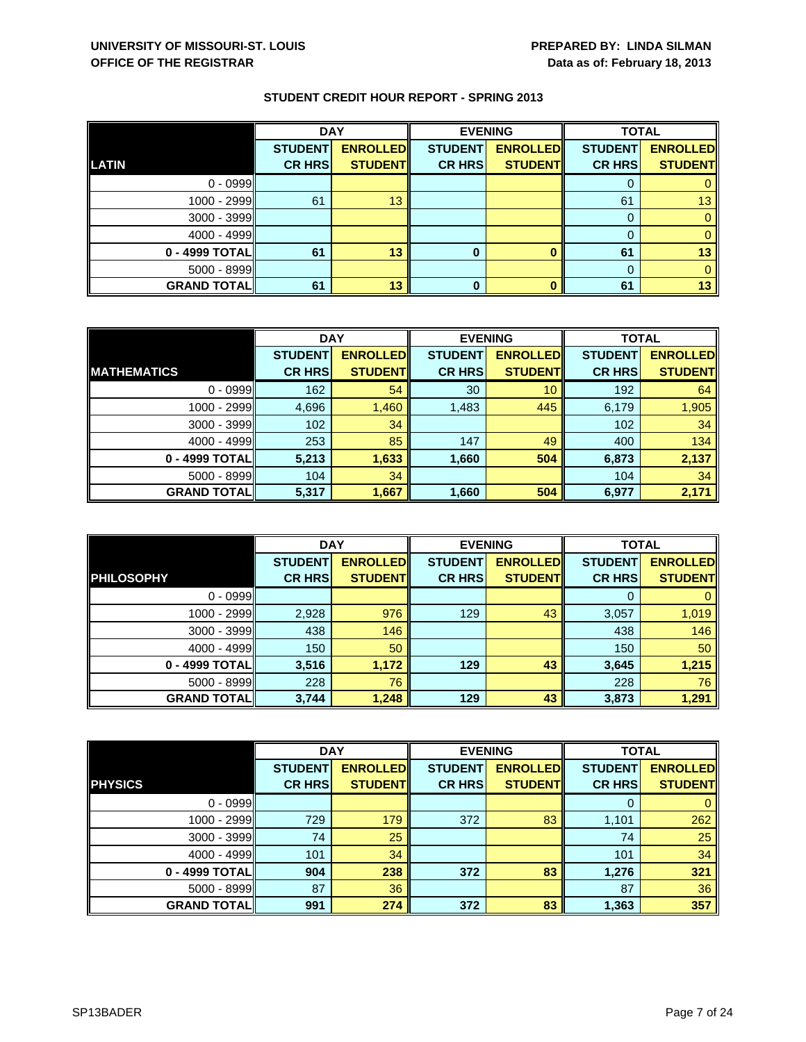**UNIVERSITY OF MISSOURI-ST. LOUIS**
**OFFICE OF THE REGISTRAR**

**PREPARED BY: LINDA SILMAN**
**Data as of: February 18, 2013**

## STUDENT CREDIT HOUR REPORT - SPRING 2013

| | DAY | | EVENING | | TOTAL | |
|---|---|---|---|---|---|---|
| **LATIN** | **STUDENT CR HRS** | **ENROLLED STUDENT** | **STUDENT CR HRS** | **ENROLLED STUDENT** | **STUDENT CR HRS** | **ENROLLED STUDENT** |
| 0 - 0999 | | | | | 0 | 0 |
| 1000 - 2999 | 61 | 13 | | | 61 | 13 |
| 3000 - 3999 | | | | | 0 | 0 |
| 4000 - 4999 | | | | | 0 | 0 |
| **0 - 4999 TOTAL** | **61** | **13** | **0** | **0** | **61** | **13** |
| 5000 - 8999 | | | | | 0 | 0 |
| **GRAND TOTAL** | **61** | **13** | **0** | **0** | **61** | **13** |

| | DAY | | EVENING | | TOTAL | |
|---|---|---|---|---|---|---|
| **MATHEMATICS** | **STUDENT CR HRS** | **ENROLLED STUDENT** | **STUDENT CR HRS** | **ENROLLED STUDENT** | **STUDENT CR HRS** | **ENROLLED STUDENT** |
| 0 - 0999 | 162 | 54 | 30 | 10 | 192 | 64 |
| 1000 - 2999 | 4,696 | 1,460 | 1,483 | 445 | 6,179 | 1,905 |
| 3000 - 3999 | 102 | 34 | | | 102 | 34 |
| 4000 - 4999 | 253 | 85 | 147 | 49 | 400 | 134 |
| **0 - 4999 TOTAL** | **5,213** | **1,633** | **1,660** | **504** | **6,873** | **2,137** |
| 5000 - 8999 | 104 | 34 | | | 104 | 34 |
| **GRAND TOTAL** | **5,317** | **1,667** | **1,660** | **504** | **6,977** | **2,171** |

| | DAY | | EVENING | | TOTAL | |
|---|---|---|---|---|---|---|
| **PHILOSOPHY** | **STUDENT CR HRS** | **ENROLLED STUDENT** | **STUDENT CR HRS** | **ENROLLED STUDENT** | **STUDENT CR HRS** | **ENROLLED STUDENT** |
| 0 - 0999 | | | | | 0 | 0 |
| 1000 - 2999 | 2,928 | 976 | 129 | 43 | 3,057 | 1,019 |
| 3000 - 3999 | 438 | 146 | | | 438 | 146 |
| 4000 - 4999 | 150 | 50 | | | 150 | 50 |
| **0 - 4999 TOTAL** | **3,516** | **1,172** | **129** | **43** | **3,645** | **1,215** |
| 5000 - 8999 | 228 | 76 | | | 228 | 76 |
| **GRAND TOTAL** | **3,744** | **1,248** | **129** | **43** | **3,873** | **1,291** |

| | DAY | | EVENING | | TOTAL | |
|---|---|---|---|---|---|---|
| **PHYSICS** | **STUDENT CR HRS** | **ENROLLED STUDENT** | **STUDENT CR HRS** | **ENROLLED STUDENT** | **STUDENT CR HRS** | **ENROLLED STUDENT** |
| 0 - 0999 | | | | | 0 | 0 |
| 1000 - 2999 | 729 | 179 | 372 | 83 | 1,101 | 262 |
| 3000 - 3999 | 74 | 25 | | | 74 | 25 |
| 4000 - 4999 | 101 | 34 | | | 101 | 34 |
| **0 - 4999 TOTAL** | **904** | **238** | **372** | **83** | **1,276** | **321** |
| 5000 - 8999 | 87 | 36 | | | 87 | 36 |
| **GRAND TOTAL** | **991** | **274** | **372** | **83** | **1,363** | **357** |

SP13BADER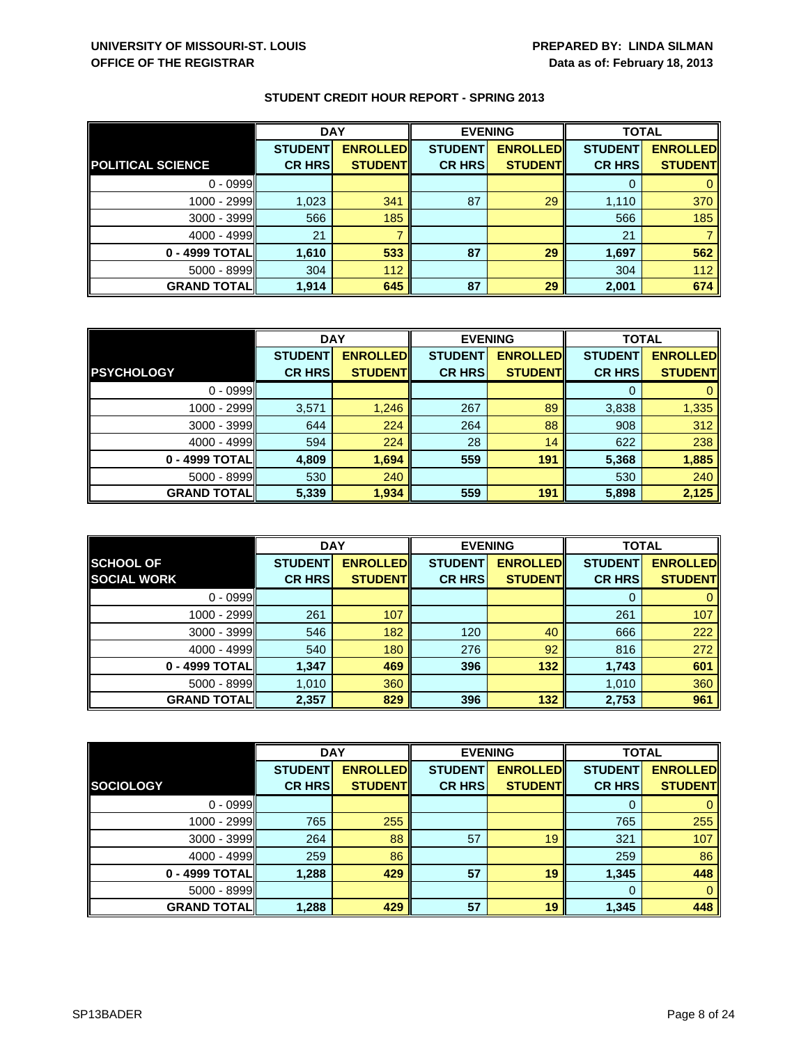**UNIVERSITY OF MISSOURI-ST. LOUIS**
**OFFICE OF THE REGISTRAR**

**PREPARED BY: LINDA SILMAN**
**Data as of: February 18, 2013**

## STUDENT CREDIT HOUR REPORT - SPRING 2013

| | DAY | | EVENING | | TOTAL | |
|---|---|---|---|---|---|---|
| **POLITICAL SCIENCE** | **STUDENT CR HRS** | **ENROLLED STUDENT** | **STUDENT CR HRS** | **ENROLLED STUDENT** | **STUDENT CR HRS** | **ENROLLED STUDENT** |
| 0 - 0999 | | | | | 0 | 0 |
| 1000 - 2999 | 1,023 | 341 | 87 | 29 | 1,110 | 370 |
| 3000 - 3999 | 566 | 185 | | | 566 | 185 |
| 4000 - 4999 | 21 | 7 | | | 21 | 7 |
| **0 - 4999 TOTAL** | **1,610** | **533** | **87** | **29** | **1,697** | **562** |
| 5000 - 8999 | 304 | 112 | | | 304 | 112 |
| **GRAND TOTAL** | **1,914** | **645** | **87** | **29** | **2,001** | **674** |

| | DAY | | EVENING | | TOTAL | |
|---|---|---|---|---|---|---|
| **PSYCHOLOGY** | **STUDENT CR HRS** | **ENROLLED STUDENT** | **STUDENT CR HRS** | **ENROLLED STUDENT** | **STUDENT CR HRS** | **ENROLLED STUDENT** |
| 0 - 0999 | | | | | 0 | 0 |
| 1000 - 2999 | 3,571 | 1,246 | 267 | 89 | 3,838 | 1,335 |
| 3000 - 3999 | 644 | 224 | 264 | 88 | 908 | 312 |
| 4000 - 4999 | 594 | 224 | 28 | 14 | 622 | 238 |
| **0 - 4999 TOTAL** | **4,809** | **1,694** | **559** | **191** | **5,368** | **1,885** |
| 5000 - 8999 | 530 | 240 | | | 530 | 240 |
| **GRAND TOTAL** | **5,339** | **1,934** | **559** | **191** | **5,898** | **2,125** |

| | DAY | | EVENING | | TOTAL | |
|---|---|---|---|---|---|---|
| **SCHOOL OF SOCIAL WORK** | **STUDENT CR HRS** | **ENROLLED STUDENT** | **STUDENT CR HRS** | **ENROLLED STUDENT** | **STUDENT CR HRS** | **ENROLLED STUDENT** |
| 0 - 0999 | | | | | 0 | 0 |
| 1000 - 2999 | 261 | 107 | | | 261 | 107 |
| 3000 - 3999 | 546 | 182 | 120 | 40 | 666 | 222 |
| 4000 - 4999 | 540 | 180 | 276 | 92 | 816 | 272 |
| **0 - 4999 TOTAL** | **1,347** | **469** | **396** | **132** | **1,743** | **601** |
| 5000 - 8999 | 1,010 | 360 | | | 1,010 | 360 |
| **GRAND TOTAL** | **2,357** | **829** | **396** | **132** | **2,753** | **961** |

| | DAY | | EVENING | | TOTAL | |
|---|---|---|---|---|---|---|
| **SOCIOLOGY** | **STUDENT CR HRS** | **ENROLLED STUDENT** | **STUDENT CR HRS** | **ENROLLED STUDENT** | **STUDENT CR HRS** | **ENROLLED STUDENT** |
| 0 - 0999 | | | | | 0 | 0 |
| 1000 - 2999 | 765 | 255 | | | 765 | 255 |
| 3000 - 3999 | 264 | 88 | 57 | 19 | 321 | 107 |
| 4000 - 4999 | 259 | 86 | | | 259 | 86 |
| **0 - 4999 TOTAL** | **1,288** | **429** | **57** | **19** | **1,345** | **448** |
| 5000 - 8999 | | | | | 0 | 0 |
| **GRAND TOTAL** | **1,288** | **429** | **57** | **19** | **1,345** | **448** |

SP13BADER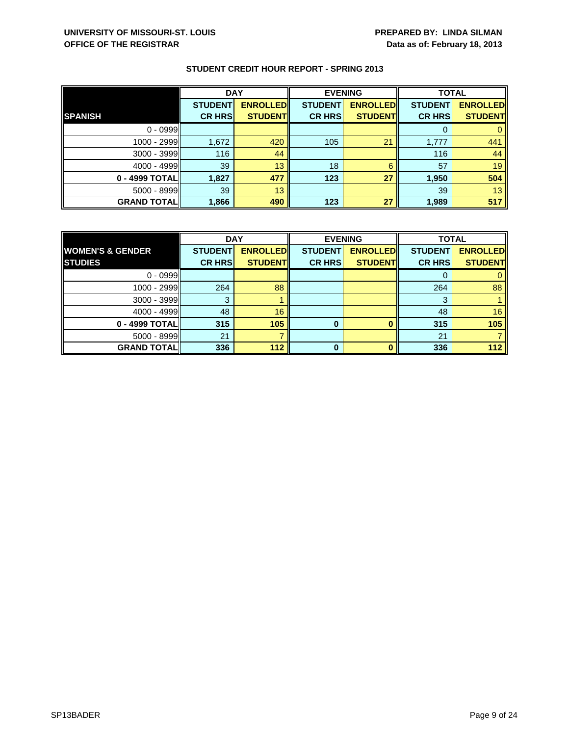UNIVERSITY OF MISSOURI-ST. LOUIS
OFFICE OF THE REGISTRAR

PREPARED BY: LINDA SILMAN
Data as of: February 18, 2013

## STUDENT CREDIT HOUR REPORT - SPRING 2013

| | DAY | | EVENING | | TOTAL | |
|---|---|---|---|---|---|---|
| **SPANISH** | **STUDENT CR HRS** | **ENROLLED STUDENT** | **STUDENT CR HRS** | **ENROLLED STUDENT** | **STUDENT CR HRS** | **ENROLLED STUDENT** |
| 0 - 0999 | | | | | 0 | 0 |
| 1000 - 2999 | 1,672 | 420 | 105 | 21 | 1,777 | 441 |
| 3000 - 3999 | 116 | 44 | | | 116 | 44 |
| 4000 - 4999 | 39 | 13 | 18 | 6 | 57 | 19 |
| **0 - 4999 TOTAL** | **1,827** | **477** | **123** | **27** | **1,950** | **504** |
| 5000 - 8999 | 39 | 13 | | | 39 | 13 |
| **GRAND TOTAL** | **1,866** | **490** | **123** | **27** | **1,989** | **517** |

| | DAY | | EVENING | | TOTAL | |
|---|---|---|---|---|---|---|
| **WOMEN'S & GENDER STUDIES** | **STUDENT CR HRS** | **ENROLLED STUDENT** | **STUDENT CR HRS** | **ENROLLED STUDENT** | **STUDENT CR HRS** | **ENROLLED STUDENT** |
| 0 - 0999 | | | | | 0 | 0 |
| 1000 - 2999 | 264 | 88 | | | 264 | 88 |
| 3000 - 3999 | 3 | 1 | | | 3 | 1 |
| 4000 - 4999 | 48 | 16 | | | 48 | 16 |
| **0 - 4999 TOTAL** | **315** | **105** | **0** | **0** | **315** | **105** |
| 5000 - 8999 | 21 | 7 | | | 21 | 7 |
| **GRAND TOTAL** | **336** | **112** | **0** | **0** | **336** | **112** |

SP13BADER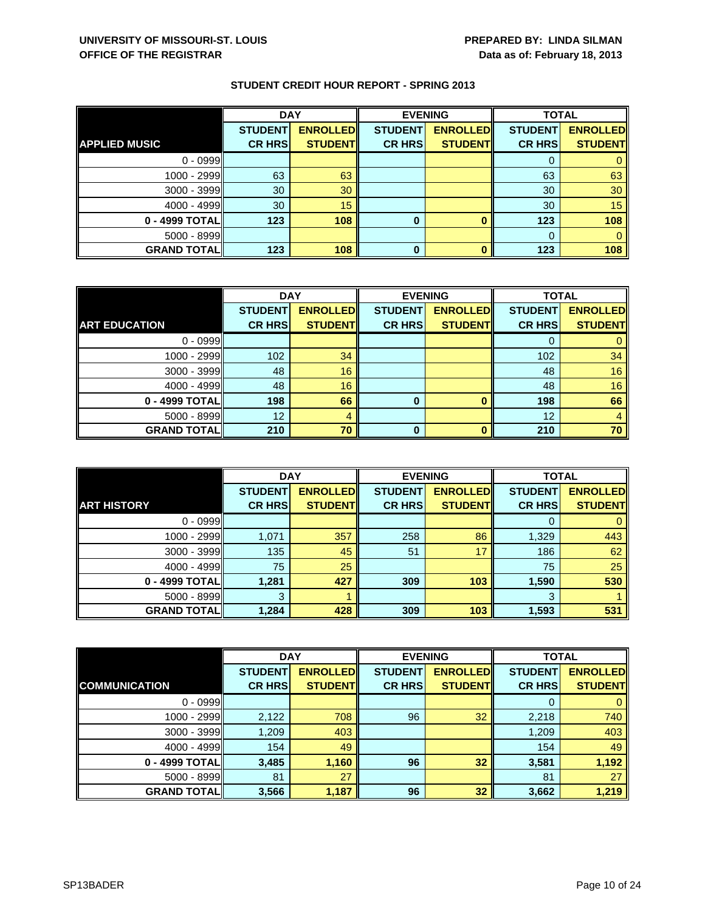UNIVERSITY OF MISSOURI-ST. LOUIS
OFFICE OF THE REGISTRAR

PREPARED BY: LINDA SILMAN
Data as of: February 18, 2013

## STUDENT CREDIT HOUR REPORT - SPRING 2013

| | DAY | | EVENING | | TOTAL | |
|---|---|---|---|---|---|---|
| **APPLIED MUSIC** | **STUDENT CR HRS** | **ENROLLED STUDENT** | **STUDENT CR HRS** | **ENROLLED STUDENT** | **STUDENT CR HRS** | **ENROLLED STUDENT** |
| 0 - 0999 | | | | | 0 | 0 |
| 1000 - 2999 | 63 | 63 | | | 63 | 63 |
| 3000 - 3999 | 30 | 30 | | | 30 | 30 |
| 4000 - 4999 | 30 | 15 | | | 30 | 15 |
| **0 - 4999 TOTAL** | **123** | **108** | **0** | **0** | **123** | **108** |
| 5000 - 8999 | | | | | 0 | 0 |
| **GRAND TOTAL** | **123** | **108** | **0** | **0** | **123** | **108** |

| | DAY | | EVENING | | TOTAL | |
|---|---|---|---|---|---|---|
| **ART EDUCATION** | **STUDENT CR HRS** | **ENROLLED STUDENT** | **STUDENT CR HRS** | **ENROLLED STUDENT** | **STUDENT CR HRS** | **ENROLLED STUDENT** |
| 0 - 0999 | | | | | 0 | 0 |
| 1000 - 2999 | 102 | 34 | | | 102 | 34 |
| 3000 - 3999 | 48 | 16 | | | 48 | 16 |
| 4000 - 4999 | 48 | 16 | | | 48 | 16 |
| **0 - 4999 TOTAL** | **198** | **66** | **0** | **0** | **198** | **66** |
| 5000 - 8999 | 12 | 4 | | | 12 | 4 |
| **GRAND TOTAL** | **210** | **70** | **0** | **0** | **210** | **70** |

| | DAY | | EVENING | | TOTAL | |
|---|---|---|---|---|---|---|
| **ART HISTORY** | **STUDENT CR HRS** | **ENROLLED STUDENT** | **STUDENT CR HRS** | **ENROLLED STUDENT** | **STUDENT CR HRS** | **ENROLLED STUDENT** |
| 0 - 0999 | | | | | 0 | 0 |
| 1000 - 2999 | 1,071 | 357 | 258 | 86 | 1,329 | 443 |
| 3000 - 3999 | 135 | 45 | 51 | 17 | 186 | 62 |
| 4000 - 4999 | 75 | 25 | | | 75 | 25 |
| **0 - 4999 TOTAL** | **1,281** | **427** | **309** | **103** | **1,590** | **530** |
| 5000 - 8999 | 3 | 1 | | | 3 | 1 |
| **GRAND TOTAL** | **1,284** | **428** | **309** | **103** | **1,593** | **531** |

| | DAY | | EVENING | | TOTAL | |
|---|---|---|---|---|---|---|
| **COMMUNICATION** | **STUDENT CR HRS** | **ENROLLED STUDENT** | **STUDENT CR HRS** | **ENROLLED STUDENT** | **STUDENT CR HRS** | **ENROLLED STUDENT** |
| 0 - 0999 | | | | | 0 | 0 |
| 1000 - 2999 | 2,122 | 708 | 96 | 32 | 2,218 | 740 |
| 3000 - 3999 | 1,209 | 403 | | | 1,209 | 403 |
| 4000 - 4999 | 154 | 49 | | | 154 | 49 |
| **0 - 4999 TOTAL** | **3,485** | **1,160** | **96** | **32** | **3,581** | **1,192** |
| 5000 - 8999 | 81 | 27 | | | 81 | 27 |
| **GRAND TOTAL** | **3,566** | **1,187** | **96** | **32** | **3,662** | **1,219** |

SP13BADER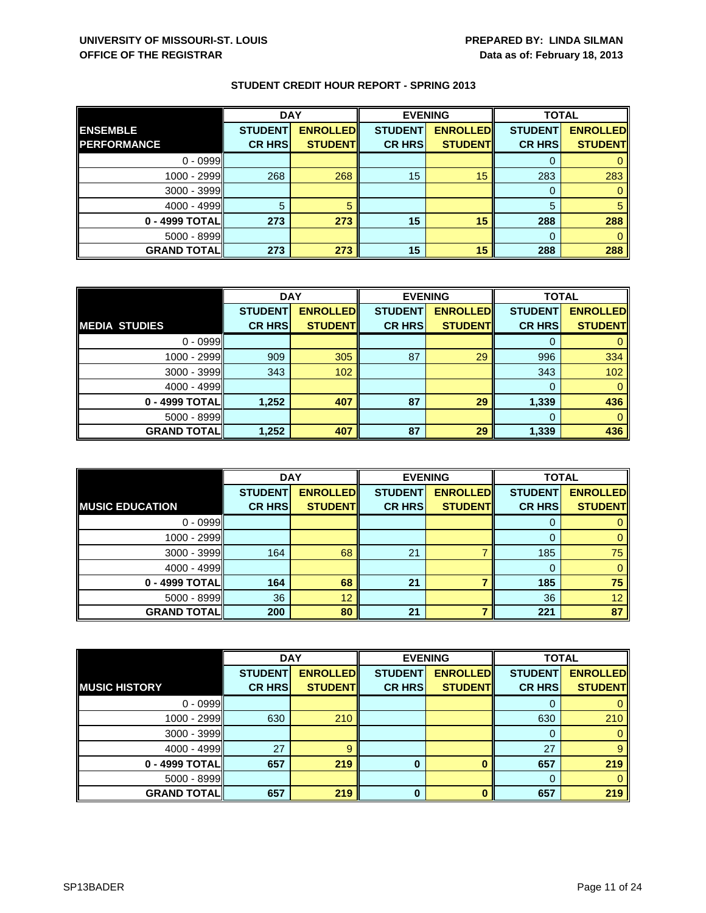**UNIVERSITY OF MISSOURI-ST. LOUIS**
**OFFICE OF THE REGISTRAR**

**PREPARED BY: LINDA SILMAN**
**Data as of: February 18, 2013**

## STUDENT CREDIT HOUR REPORT - SPRING 2013

| | DAY | | EVENING | | TOTAL | |
|---|---|---|---|---|---|---|
| **ENSEMBLE PERFORMANCE** | **STUDENT CR HRS** | **ENROLLED STUDENT** | **STUDENT CR HRS** | **ENROLLED STUDENT** | **STUDENT CR HRS** | **ENROLLED STUDENT** |
| 0 - 0999 | | | | | 0 | 0 |
| 1000 - 2999 | 268 | 268 | 15 | 15 | 283 | 283 |
| 3000 - 3999 | | | | | 0 | 0 |
| 4000 - 4999 | 5 | 5 | | | 5 | 5 |
| **0 - 4999 TOTAL** | **273** | **273** | **15** | **15** | **288** | **288** |
| 5000 - 8999 | | | | | 0 | 0 |
| **GRAND TOTAL** | **273** | **273** | **15** | **15** | **288** | **288** |

| | DAY | | EVENING | | TOTAL | |
|---|---|---|---|---|---|---|
| **MEDIA STUDIES** | **STUDENT CR HRS** | **ENROLLED STUDENT** | **STUDENT CR HRS** | **ENROLLED STUDENT** | **STUDENT CR HRS** | **ENROLLED STUDENT** |
| 0 - 0999 | | | | | 0 | 0 |
| 1000 - 2999 | 909 | 305 | 87 | 29 | 996 | 334 |
| 3000 - 3999 | 343 | 102 | | | 343 | 102 |
| 4000 - 4999 | | | | | 0 | 0 |
| **0 - 4999 TOTAL** | **1,252** | **407** | **87** | **29** | **1,339** | **436** |
| 5000 - 8999 | | | | | 0 | 0 |
| **GRAND TOTAL** | **1,252** | **407** | **87** | **29** | **1,339** | **436** |

| | DAY | | EVENING | | TOTAL | |
|---|---|---|---|---|---|---|
| **MUSIC EDUCATION** | **STUDENT CR HRS** | **ENROLLED STUDENT** | **STUDENT CR HRS** | **ENROLLED STUDENT** | **STUDENT CR HRS** | **ENROLLED STUDENT** |
| 0 - 0999 | | | | | 0 | 0 |
| 1000 - 2999 | | | | | 0 | 0 |
| 3000 - 3999 | 164 | 68 | 21 | 7 | 185 | 75 |
| 4000 - 4999 | | | | | 0 | 0 |
| **0 - 4999 TOTAL** | **164** | **68** | **21** | **7** | **185** | **75** |
| 5000 - 8999 | 36 | 12 | | | 36 | 12 |
| **GRAND TOTAL** | **200** | **80** | **21** | **7** | **221** | **87** |

| | DAY | | EVENING | | TOTAL | |
|---|---|---|---|---|---|---|
| **MUSIC HISTORY** | **STUDENT CR HRS** | **ENROLLED STUDENT** | **STUDENT CR HRS** | **ENROLLED STUDENT** | **STUDENT CR HRS** | **ENROLLED STUDENT** |
| 0 - 0999 | | | | | 0 | 0 |
| 1000 - 2999 | 630 | 210 | | | 630 | 210 |
| 3000 - 3999 | | | | | 0 | 0 |
| 4000 - 4999 | 27 | 9 | | | 27 | 9 |
| **0 - 4999 TOTAL** | **657** | **219** | **0** | **0** | **657** | **219** |
| 5000 - 8999 | | | | | 0 | 0 |
| **GRAND TOTAL** | **657** | **219** | **0** | **0** | **657** | **219** |

SP13BADER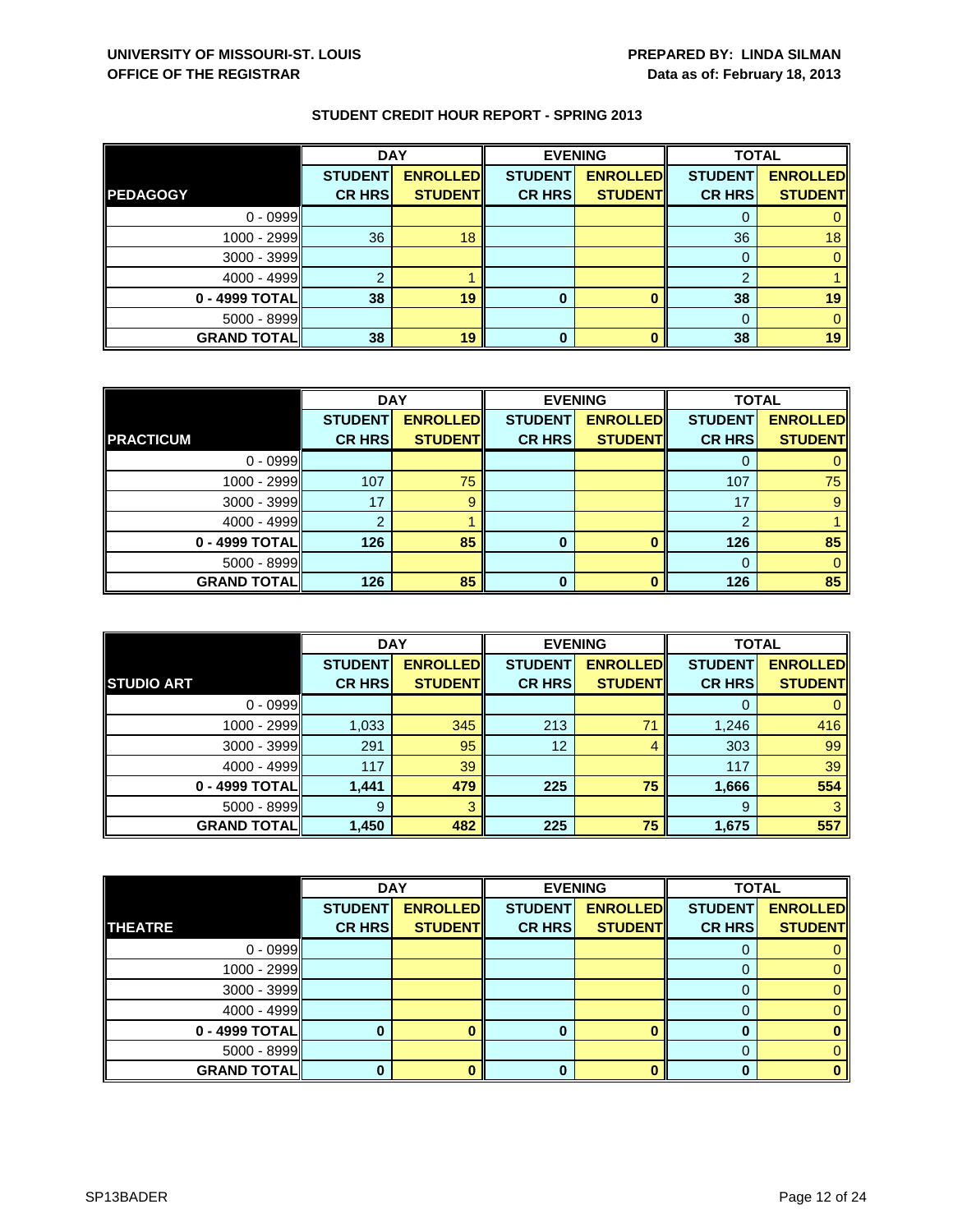UNIVERSITY OF MISSOURI-ST. LOUIS
OFFICE OF THE REGISTRAR

PREPARED BY: LINDA SILMAN
Data as of: February 18, 2013

## STUDENT CREDIT HOUR REPORT - SPRING 2013

| | DAY | | EVENING | | TOTAL | |
|---|---|---|---|---|---|---|
| PEDAGOGY | STUDENT CR HRS | ENROLLED STUDENT | STUDENT CR HRS | ENROLLED STUDENT | STUDENT CR HRS | ENROLLED STUDENT |
| 0 - 0999 | | | | | 0 | 0 |
| 1000 - 2999 | 36 | 18 | | | 36 | 18 |
| 3000 - 3999 | | | | | 0 | 0 |
| 4000 - 4999 | 2 | 1 | | | 2 | 1 |
| 0 - 4999 TOTAL | 38 | 19 | 0 | 0 | 38 | 19 |
| 5000 - 8999 | | | | | 0 | 0 |
| GRAND TOTAL | 38 | 19 | 0 | 0 | 38 | 19 |

| | DAY | | EVENING | | TOTAL | |
|---|---|---|---|---|---|---|
| PRACTICUM | STUDENT CR HRS | ENROLLED STUDENT | STUDENT CR HRS | ENROLLED STUDENT | STUDENT CR HRS | ENROLLED STUDENT |
| 0 - 0999 | | | | | 0 | 0 |
| 1000 - 2999 | 107 | 75 | | | 107 | 75 |
| 3000 - 3999 | 17 | 9 | | | 17 | 9 |
| 4000 - 4999 | 2 | 1 | | | 2 | 1 |
| 0 - 4999 TOTAL | 126 | 85 | 0 | 0 | 126 | 85 |
| 5000 - 8999 | | | | | 0 | 0 |
| GRAND TOTAL | 126 | 85 | 0 | 0 | 126 | 85 |

| | DAY | | EVENING | | TOTAL | |
|---|---|---|---|---|---|---|
| STUDIO ART | STUDENT CR HRS | ENROLLED STUDENT | STUDENT CR HRS | ENROLLED STUDENT | STUDENT CR HRS | ENROLLED STUDENT |
| 0 - 0999 | | | | | 0 | 0 |
| 1000 - 2999 | 1,033 | 345 | 213 | 71 | 1,246 | 416 |
| 3000 - 3999 | 291 | 95 | 12 | 4 | 303 | 99 |
| 4000 - 4999 | 117 | 39 | | | 117 | 39 |
| 0 - 4999 TOTAL | 1,441 | 479 | 225 | 75 | 1,666 | 554 |
| 5000 - 8999 | 9 | 3 | | | 9 | 3 |
| GRAND TOTAL | 1,450 | 482 | 225 | 75 | 1,675 | 557 |

| | DAY | | EVENING | | TOTAL | |
|---|---|---|---|---|---|---|
| THEATRE | STUDENT CR HRS | ENROLLED STUDENT | STUDENT CR HRS | ENROLLED STUDENT | STUDENT CR HRS | ENROLLED STUDENT |
| 0 - 0999 | | | | | 0 | 0 |
| 1000 - 2999 | | | | | 0 | 0 |
| 3000 - 3999 | | | | | 0 | 0 |
| 4000 - 4999 | | | | | 0 | 0 |
| 0 - 4999 TOTAL | 0 | 0 | 0 | 0 | 0 | 0 |
| 5000 - 8999 | | | | | 0 | 0 |
| GRAND TOTAL | 0 | 0 | 0 | 0 | 0 | 0 |

SP13BADER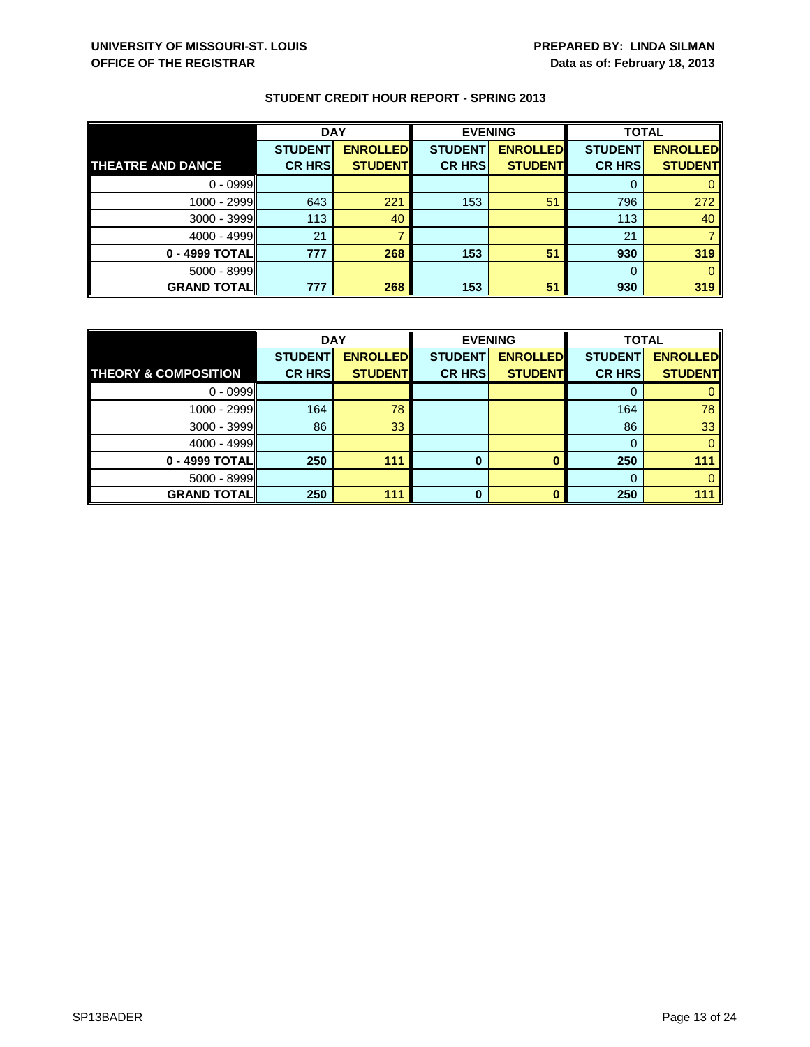**UNIVERSITY OF MISSOURI-ST. LOUIS**
**OFFICE OF THE REGISTRAR**

**PREPARED BY: LINDA SILMAN**
**Data as of: February 18, 2013**

## STUDENT CREDIT HOUR REPORT - SPRING 2013

| | DAY | | EVENING | | TOTAL | |
|---|---|---|---|---|---|---|
| **THEATRE AND DANCE** | **STUDENT CR HRS** | **ENROLLED STUDENT** | **STUDENT CR HRS** | **ENROLLED STUDENT** | **STUDENT CR HRS** | **ENROLLED STUDENT** |
| 0 - 0999 | | | | | 0 | 0 |
| 1000 - 2999 | 643 | 221 | 153 | 51 | 796 | 272 |
| 3000 - 3999 | 113 | 40 | | | 113 | 40 |
| 4000 - 4999 | 21 | 7 | | | 21 | 7 |
| **0 - 4999 TOTAL** | **777** | **268** | **153** | **51** | **930** | **319** |
| 5000 - 8999 | | | | | 0 | 0 |
| **GRAND TOTAL** | **777** | **268** | **153** | **51** | **930** | **319** |

| | DAY | | EVENING | | TOTAL | |
|---|---|---|---|---|---|---|
| **THEORY & COMPOSITION** | **STUDENT CR HRS** | **ENROLLED STUDENT** | **STUDENT CR HRS** | **ENROLLED STUDENT** | **STUDENT CR HRS** | **ENROLLED STUDENT** |
| 0 - 0999 | | | | | 0 | 0 |
| 1000 - 2999 | 164 | 78 | | | 164 | 78 |
| 3000 - 3999 | 86 | 33 | | | 86 | 33 |
| 4000 - 4999 | | | | | 0 | 0 |
| **0 - 4999 TOTAL** | **250** | **111** | **0** | **0** | **250** | **111** |
| 5000 - 8999 | | | | | 0 | 0 |
| **GRAND TOTAL** | **250** | **111** | **0** | **0** | **250** | **111** |

SP13BADER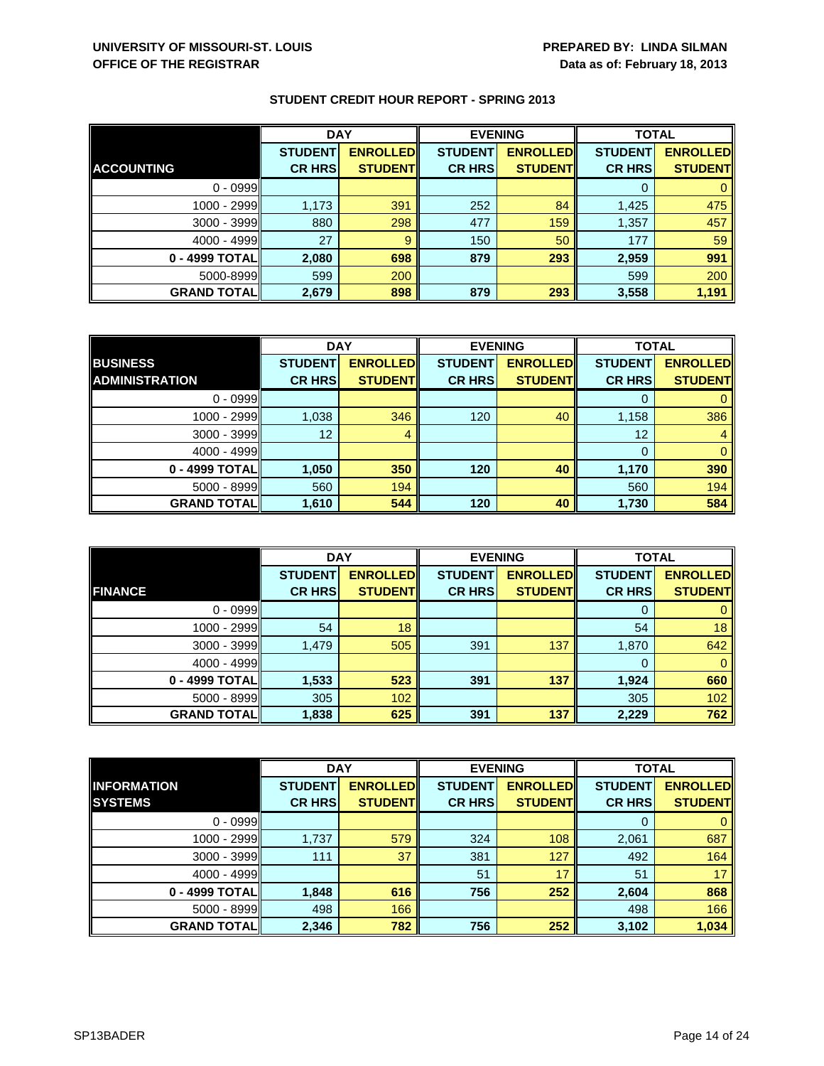**UNIVERSITY OF MISSOURI-ST. LOUIS**
**OFFICE OF THE REGISTRAR**

**PREPARED BY: LINDA SILMAN**
**Data as of: February 18, 2013**

## STUDENT CREDIT HOUR REPORT - SPRING 2013

| | DAY | | EVENING | | TOTAL | |
|---|---|---|---|---|---|---|
| **ACCOUNTING** | **STUDENT CR HRS** | **ENROLLED STUDENT** | **STUDENT CR HRS** | **ENROLLED STUDENT** | **STUDENT CR HRS** | **ENROLLED STUDENT** |
| 0 - 0999 | | | | | 0 | 0 |
| 1000 - 2999 | 1,173 | 391 | 252 | 84 | 1,425 | 475 |
| 3000 - 3999 | 880 | 298 | 477 | 159 | 1,357 | 457 |
| 4000 - 4999 | 27 | 9 | 150 | 50 | 177 | 59 |
| **0 - 4999 TOTAL** | **2,080** | **698** | **879** | **293** | **2,959** | **991** |
| 5000-8999 | 599 | 200 | | | 599 | 200 |
| **GRAND TOTAL** | **2,679** | **898** | **879** | **293** | **3,558** | **1,191** |

| | DAY | | EVENING | | TOTAL | |
|---|---|---|---|---|---|---|
| **BUSINESS ADMINISTRATION** | **STUDENT CR HRS** | **ENROLLED STUDENT** | **STUDENT CR HRS** | **ENROLLED STUDENT** | **STUDENT CR HRS** | **ENROLLED STUDENT** |
| 0 - 0999 | | | | | 0 | 0 |
| 1000 - 2999 | 1,038 | 346 | 120 | 40 | 1,158 | 386 |
| 3000 - 3999 | 12 | 4 | | | 12 | 4 |
| 4000 - 4999 | | | | | 0 | 0 |
| **0 - 4999 TOTAL** | **1,050** | **350** | **120** | **40** | **1,170** | **390** |
| 5000 - 8999 | 560 | 194 | | | 560 | 194 |
| **GRAND TOTAL** | **1,610** | **544** | **120** | **40** | **1,730** | **584** |

| | DAY | | EVENING | | TOTAL | |
|---|---|---|---|---|---|---|
| **FINANCE** | **STUDENT CR HRS** | **ENROLLED STUDENT** | **STUDENT CR HRS** | **ENROLLED STUDENT** | **STUDENT CR HRS** | **ENROLLED STUDENT** |
| 0 - 0999 | | | | | 0 | 0 |
| 1000 - 2999 | 54 | 18 | | | 54 | 18 |
| 3000 - 3999 | 1,479 | 505 | 391 | 137 | 1,870 | 642 |
| 4000 - 4999 | | | | | 0 | 0 |
| **0 - 4999 TOTAL** | **1,533** | **523** | **391** | **137** | **1,924** | **660** |
| 5000 - 8999 | 305 | 102 | | | 305 | 102 |
| **GRAND TOTAL** | **1,838** | **625** | **391** | **137** | **2,229** | **762** |

| | DAY | | EVENING | | TOTAL | |
|---|---|---|---|---|---|---|
| **INFORMATION SYSTEMS** | **STUDENT CR HRS** | **ENROLLED STUDENT** | **STUDENT CR HRS** | **ENROLLED STUDENT** | **STUDENT CR HRS** | **ENROLLED STUDENT** |
| 0 - 0999 | | | | | 0 | 0 |
| 1000 - 2999 | 1,737 | 579 | 324 | 108 | 2,061 | 687 |
| 3000 - 3999 | 111 | 37 | 381 | 127 | 492 | 164 |
| 4000 - 4999 | | | 51 | 17 | 51 | 17 |
| **0 - 4999 TOTAL** | **1,848** | **616** | **756** | **252** | **2,604** | **868** |
| 5000 - 8999 | 498 | 166 | | | 498 | 166 |
| **GRAND TOTAL** | **2,346** | **782** | **756** | **252** | **3,102** | **1,034** |

SP13BADER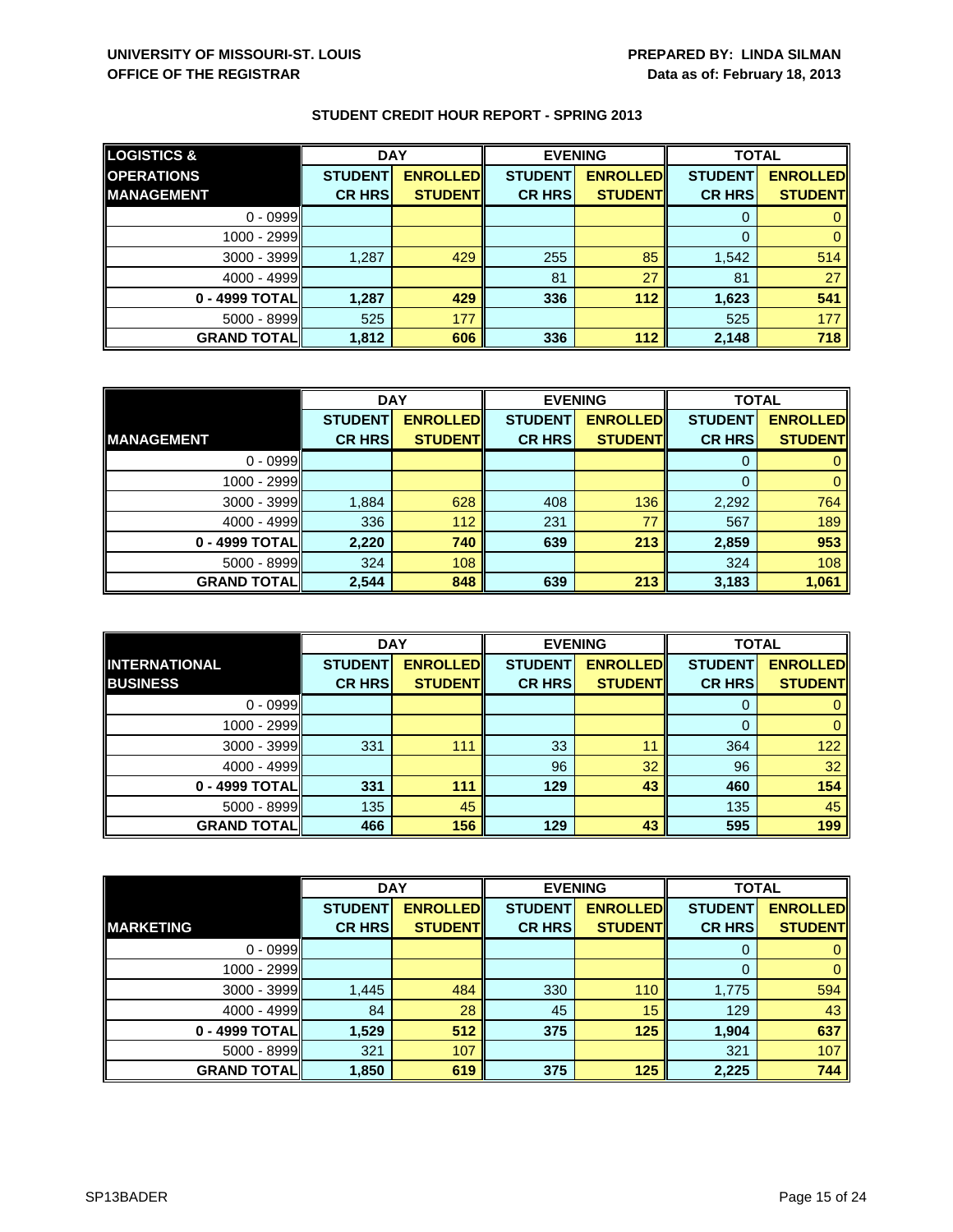**UNIVERSITY OF MISSOURI-ST. LOUIS**
**OFFICE OF THE REGISTRAR**

**PREPARED BY: LINDA SILMAN**
**Data as of: February 18, 2013**

## STUDENT CREDIT HOUR REPORT - SPRING 2013

| LOGISTICS & OPERATIONS MANAGEMENT | DAY | | EVENING | | TOTAL | |
|---|---|---|---|---|---|---|
| | STUDENT CR HRS | ENROLLED STUDENT | STUDENT CR HRS | ENROLLED STUDENT | STUDENT CR HRS | ENROLLED STUDENT |
| 0 - 0999 | | | | | 0 | 0 |
| 1000 - 2999 | | | | | 0 | 0 |
| 3000 - 3999 | 1,287 | 429 | 255 | 85 | 1,542 | 514 |
| 4000 - 4999 | | | 81 | 27 | 81 | 27 |
| **0 - 4999 TOTAL** | **1,287** | **429** | **336** | **112** | **1,623** | **541** |
| 5000 - 8999 | 525 | 177 | | | 525 | 177 |
| **GRAND TOTAL** | **1,812** | **606** | **336** | **112** | **2,148** | **718** |

| MANAGEMENT | DAY | | EVENING | | TOTAL | |
|---|---|---|---|---|---|---|
| | STUDENT CR HRS | ENROLLED STUDENT | STUDENT CR HRS | ENROLLED STUDENT | STUDENT CR HRS | ENROLLED STUDENT |
| 0 - 0999 | | | | | 0 | 0 |
| 1000 - 2999 | | | | | 0 | 0 |
| 3000 - 3999 | 1,884 | 628 | 408 | 136 | 2,292 | 764 |
| 4000 - 4999 | 336 | 112 | 231 | 77 | 567 | 189 |
| **0 - 4999 TOTAL** | **2,220** | **740** | **639** | **213** | **2,859** | **953** |
| 5000 - 8999 | 324 | 108 | | | 324 | 108 |
| **GRAND TOTAL** | **2,544** | **848** | **639** | **213** | **3,183** | **1,061** |

| INTERNATIONAL BUSINESS | DAY | | EVENING | | TOTAL | |
|---|---|---|---|---|---|---|
| | STUDENT CR HRS | ENROLLED STUDENT | STUDENT CR HRS | ENROLLED STUDENT | STUDENT CR HRS | ENROLLED STUDENT |
| 0 - 0999 | | | | | 0 | 0 |
| 1000 - 2999 | | | | | 0 | 0 |
| 3000 - 3999 | 331 | 111 | 33 | 11 | 364 | 122 |
| 4000 - 4999 | | | 96 | 32 | 96 | 32 |
| **0 - 4999 TOTAL** | **331** | **111** | **129** | **43** | **460** | **154** |
| 5000 - 8999 | 135 | 45 | | | 135 | 45 |
| **GRAND TOTAL** | **466** | **156** | **129** | **43** | **595** | **199** |

| MARKETING | DAY | | EVENING | | TOTAL | |
|---|---|---|---|---|---|---|
| | STUDENT CR HRS | ENROLLED STUDENT | STUDENT CR HRS | ENROLLED STUDENT | STUDENT CR HRS | ENROLLED STUDENT |
| 0 - 0999 | | | | | 0 | 0 |
| 1000 - 2999 | | | | | 0 | 0 |
| 3000 - 3999 | 1,445 | 484 | 330 | 110 | 1,775 | 594 |
| 4000 - 4999 | 84 | 28 | 45 | 15 | 129 | 43 |
| **0 - 4999 TOTAL** | **1,529** | **512** | **375** | **125** | **1,904** | **637** |
| 5000 - 8999 | 321 | 107 | | | 321 | 107 |
| **GRAND TOTAL** | **1,850** | **619** | **375** | **125** | **2,225** | **744** |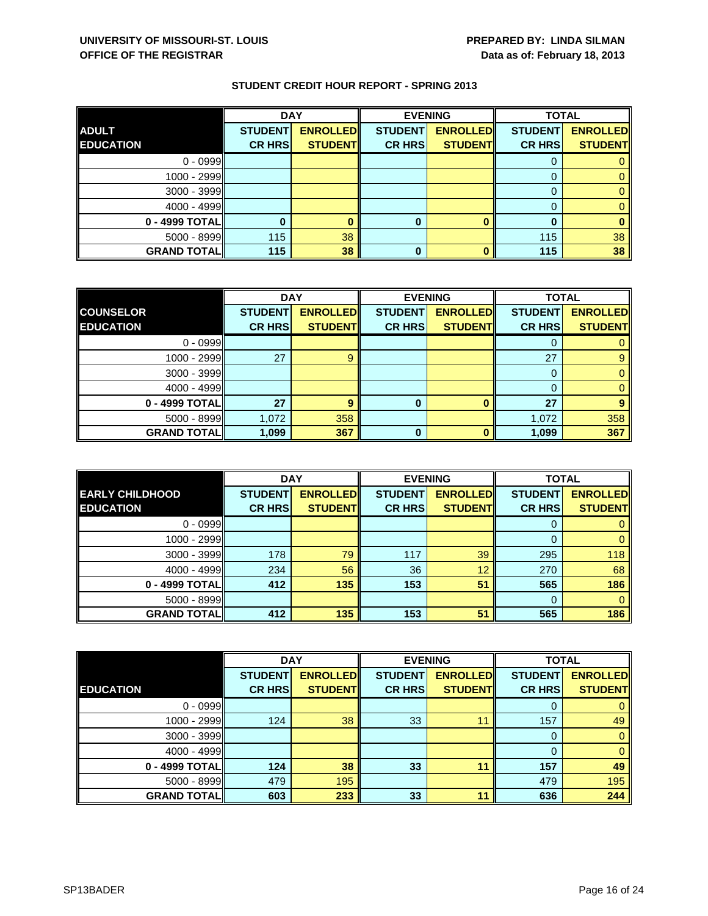**UNIVERSITY OF MISSOURI-ST. LOUIS**
**OFFICE OF THE REGISTRAR**

**PREPARED BY: LINDA SILMAN**
**Data as of: February 18, 2013**

## STUDENT CREDIT HOUR REPORT - SPRING 2013

| ADULT EDUCATION | DAY | | EVENING | | TOTAL | |
|---|---|---|---|---|---|---|
| | STUDENT CR HRS | ENROLLED STUDENT | STUDENT CR HRS | ENROLLED STUDENT | STUDENT CR HRS | ENROLLED STUDENT |
| 0 - 0999 | | | | | 0 | 0 |
| 1000 - 2999 | | | | | 0 | 0 |
| 3000 - 3999 | | | | | 0 | 0 |
| 4000 - 4999 | | | | | 0 | 0 |
| **0 - 4999 TOTAL** | **0** | **0** | **0** | **0** | **0** | **0** |
| 5000 - 8999 | 115 | 38 | | | 115 | 38 |
| **GRAND TOTAL** | **115** | **38** | **0** | **0** | **115** | **38** |

| COUNSELOR EDUCATION | DAY | | EVENING | | TOTAL | |
|---|---|---|---|---|---|---|
| | STUDENT CR HRS | ENROLLED STUDENT | STUDENT CR HRS | ENROLLED STUDENT | STUDENT CR HRS | ENROLLED STUDENT |
| 0 - 0999 | | | | | 0 | 0 |
| 1000 - 2999 | 27 | 9 | | | 27 | 9 |
| 3000 - 3999 | | | | | 0 | 0 |
| 4000 - 4999 | | | | | 0 | 0 |
| **0 - 4999 TOTAL** | **27** | **9** | **0** | **0** | **27** | **9** |
| 5000 - 8999 | 1,072 | 358 | | | 1,072 | 358 |
| **GRAND TOTAL** | **1,099** | **367** | **0** | **0** | **1,099** | **367** |

| EARLY CHILDHOOD EDUCATION | DAY | | EVENING | | TOTAL | |
|---|---|---|---|---|---|---|
| | STUDENT CR HRS | ENROLLED STUDENT | STUDENT CR HRS | ENROLLED STUDENT | STUDENT CR HRS | ENROLLED STUDENT |
| 0 - 0999 | | | | | 0 | 0 |
| 1000 - 2999 | | | | | 0 | 0 |
| 3000 - 3999 | 178 | 79 | 117 | 39 | 295 | 118 |
| 4000 - 4999 | 234 | 56 | 36 | 12 | 270 | 68 |
| **0 - 4999 TOTAL** | **412** | **135** | **153** | **51** | **565** | **186** |
| 5000 - 8999 | | | | | 0 | 0 |
| **GRAND TOTAL** | **412** | **135** | **153** | **51** | **565** | **186** |

| EDUCATION | DAY | | EVENING | | TOTAL | |
|---|---|---|---|---|---|---|
| | STUDENT CR HRS | ENROLLED STUDENT | STUDENT CR HRS | ENROLLED STUDENT | STUDENT CR HRS | ENROLLED STUDENT |
| 0 - 0999 | | | | | 0 | 0 |
| 1000 - 2999 | 124 | 38 | 33 | 11 | 157 | 49 |
| 3000 - 3999 | | | | | 0 | 0 |
| 4000 - 4999 | | | | | 0 | 0 |
| **0 - 4999 TOTAL** | **124** | **38** | **33** | **11** | **157** | **49** |
| 5000 - 8999 | 479 | 195 | | | 479 | 195 |
| **GRAND TOTAL** | **603** | **233** | **33** | **11** | **636** | **244** |

SP13BADER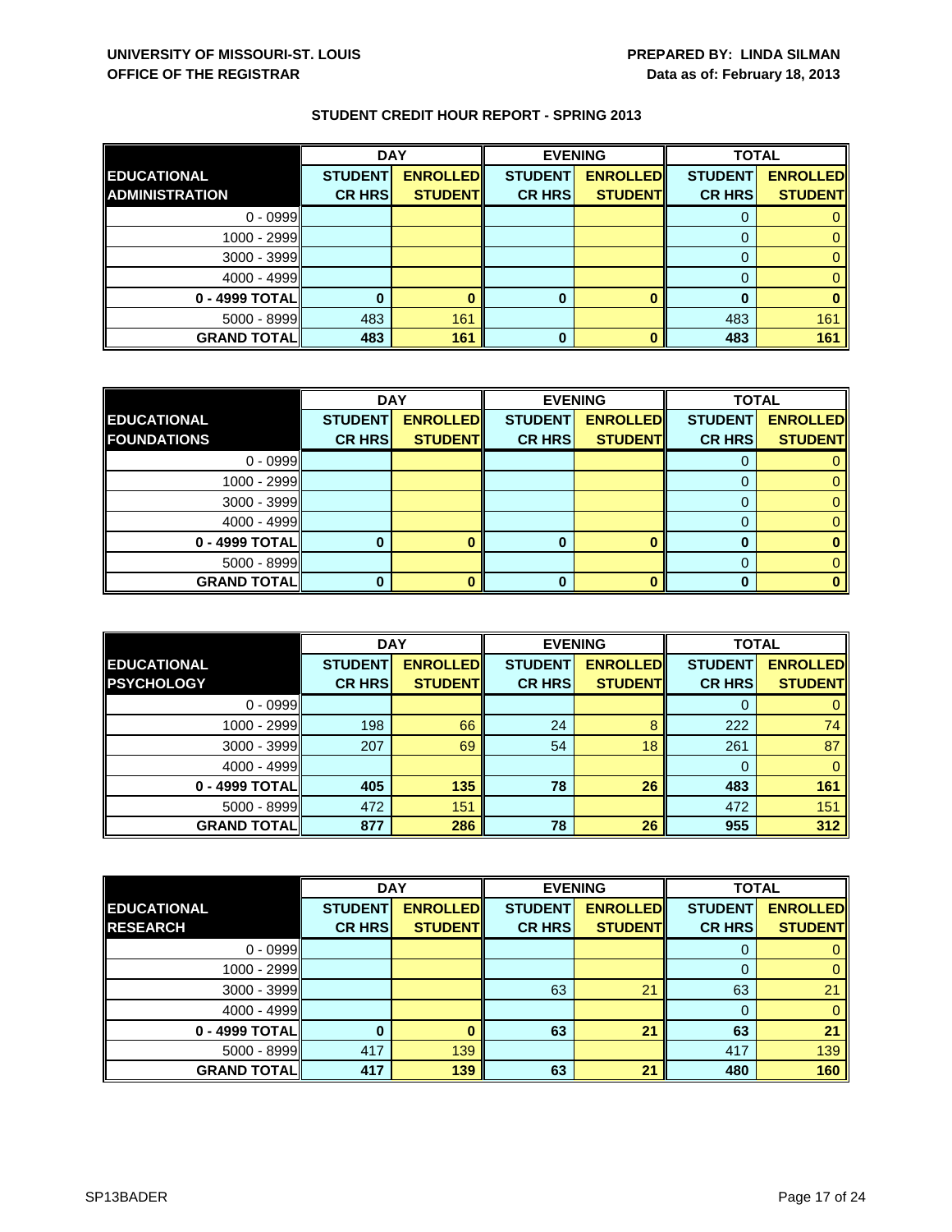**UNIVERSITY OF MISSOURI-ST. LOUIS**
**OFFICE OF THE REGISTRAR**

**PREPARED BY: LINDA SILMAN**
**Data as of: February 18, 2013**

## STUDENT CREDIT HOUR REPORT - SPRING 2013

| EDUCATIONAL ADMINISTRATION | DAY | | EVENING | | TOTAL | |
|---|---|---|---|---|---|---|
| | STUDENT CR HRS | ENROLLED STUDENT | STUDENT CR HRS | ENROLLED STUDENT | STUDENT CR HRS | ENROLLED STUDENT |
| 0 - 0999 | | | | | 0 | 0 |
| 1000 - 2999 | | | | | 0 | 0 |
| 3000 - 3999 | | | | | 0 | 0 |
| 4000 - 4999 | | | | | 0 | 0 |
| **0 - 4999 TOTAL** | **0** | **0** | **0** | **0** | **0** | **0** |
| 5000 - 8999 | 483 | 161 | | | 483 | 161 |
| **GRAND TOTAL** | **483** | **161** | **0** | **0** | **483** | **161** |

| EDUCATIONAL FOUNDATIONS | DAY | | EVENING | | TOTAL | |
|---|---|---|---|---|---|---|
| | STUDENT CR HRS | ENROLLED STUDENT | STUDENT CR HRS | ENROLLED STUDENT | STUDENT CR HRS | ENROLLED STUDENT |
| 0 - 0999 | | | | | 0 | 0 |
| 1000 - 2999 | | | | | 0 | 0 |
| 3000 - 3999 | | | | | 0 | 0 |
| 4000 - 4999 | | | | | 0 | 0 |
| **0 - 4999 TOTAL** | **0** | **0** | **0** | **0** | **0** | **0** |
| 5000 - 8999 | | | | | 0 | 0 |
| **GRAND TOTAL** | **0** | **0** | **0** | **0** | **0** | **0** |

| EDUCATIONAL PSYCHOLOGY | DAY | | EVENING | | TOTAL | |
|---|---|---|---|---|---|---|
| | STUDENT CR HRS | ENROLLED STUDENT | STUDENT CR HRS | ENROLLED STUDENT | STUDENT CR HRS | ENROLLED STUDENT |
| 0 - 0999 | | | | | 0 | 0 |
| 1000 - 2999 | 198 | 66 | 24 | 8 | 222 | 74 |
| 3000 - 3999 | 207 | 69 | 54 | 18 | 261 | 87 |
| 4000 - 4999 | | | | | 0 | 0 |
| **0 - 4999 TOTAL** | **405** | **135** | **78** | **26** | **483** | **161** |
| 5000 - 8999 | 472 | 151 | | | 472 | 151 |
| **GRAND TOTAL** | **877** | **286** | **78** | **26** | **955** | **312** |

| EDUCATIONAL RESEARCH | DAY | | EVENING | | TOTAL | |
|---|---|---|---|---|---|---|
| | STUDENT CR HRS | ENROLLED STUDENT | STUDENT CR HRS | ENROLLED STUDENT | STUDENT CR HRS | ENROLLED STUDENT |
| 0 - 0999 | | | | | 0 | 0 |
| 1000 - 2999 | | | | | 0 | 0 |
| 3000 - 3999 | | | 63 | 21 | 63 | 21 |
| 4000 - 4999 | | | | | 0 | 0 |
| **0 - 4999 TOTAL** | **0** | **0** | **63** | **21** | **63** | **21** |
| 5000 - 8999 | 417 | 139 | | | 417 | 139 |
| **GRAND TOTAL** | **417** | **139** | **63** | **21** | **480** | **160** |

SP13BADER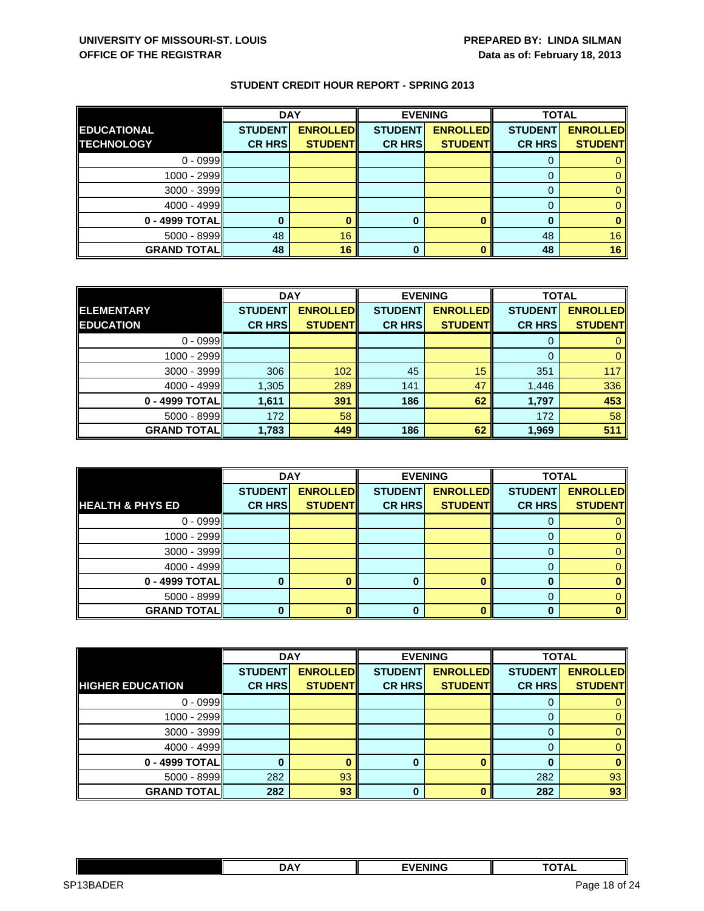**UNIVERSITY OF MISSOURI-ST. LOUIS**
**OFFICE OF THE REGISTRAR**

**PREPARED BY: LINDA SILMAN**
**Data as of: February 18, 2013**

## STUDENT CREDIT HOUR REPORT - SPRING 2013

| EDUCATIONAL TECHNOLOGY | DAY | | EVENING | | TOTAL | |
|---|---|---|---|---|---|---|
| | STUDENT CR HRS | ENROLLED STUDENT | STUDENT CR HRS | ENROLLED STUDENT | STUDENT CR HRS | ENROLLED STUDENT |
| 0 - 0999 | | | | | 0 | 0 |
| 1000 - 2999 | | | | | 0 | 0 |
| 3000 - 3999 | | | | | 0 | 0 |
| 4000 - 4999 | | | | | 0 | 0 |
| **0 - 4999 TOTAL** | **0** | **0** | **0** | **0** | **0** | **0** |
| 5000 - 8999 | 48 | 16 | | | 48 | 16 |
| **GRAND TOTAL** | **48** | **16** | **0** | **0** | **48** | **16** |

| ELEMENTARY EDUCATION | DAY | | EVENING | | TOTAL | |
|---|---|---|---|---|---|---|
| | STUDENT CR HRS | ENROLLED STUDENT | STUDENT CR HRS | ENROLLED STUDENT | STUDENT CR HRS | ENROLLED STUDENT |
| 0 - 0999 | | | | | 0 | 0 |
| 1000 - 2999 | | | | | 0 | 0 |
| 3000 - 3999 | 306 | 102 | 45 | 15 | 351 | 117 |
| 4000 - 4999 | 1,305 | 289 | 141 | 47 | 1,446 | 336 |
| **0 - 4999 TOTAL** | **1,611** | **391** | **186** | **62** | **1,797** | **453** |
| 5000 - 8999 | 172 | 58 | | | 172 | 58 |
| **GRAND TOTAL** | **1,783** | **449** | **186** | **62** | **1,969** | **511** |

| HEALTH & PHYS ED | DAY | | EVENING | | TOTAL | |
|---|---|---|---|---|---|---|
| | STUDENT CR HRS | ENROLLED STUDENT | STUDENT CR HRS | ENROLLED STUDENT | STUDENT CR HRS | ENROLLED STUDENT |
| 0 - 0999 | | | | | 0 | 0 |
| 1000 - 2999 | | | | | 0 | 0 |
| 3000 - 3999 | | | | | 0 | 0 |
| 4000 - 4999 | | | | | 0 | 0 |
| **0 - 4999 TOTAL** | **0** | **0** | **0** | **0** | **0** | **0** |
| 5000 - 8999 | | | | | 0 | 0 |
| **GRAND TOTAL** | **0** | **0** | **0** | **0** | **0** | **0** |

| HIGHER EDUCATION | DAY | | EVENING | | TOTAL | |
|---|---|---|---|---|---|---|
| | STUDENT CR HRS | ENROLLED STUDENT | STUDENT CR HRS | ENROLLED STUDENT | STUDENT CR HRS | ENROLLED STUDENT |
| 0 - 0999 | | | | | 0 | 0 |
| 1000 - 2999 | | | | | 0 | 0 |
| 3000 - 3999 | | | | | 0 | 0 |
| 4000 - 4999 | | | | | 0 | 0 |
| **0 - 4999 TOTAL** | **0** | **0** | **0** | **0** | **0** | **0** |
| 5000 - 8999 | 282 | 93 | | | 282 | 93 |
| **GRAND TOTAL** | **282** | **93** | **0** | **0** | **282** | **93** |

| | DAY | EVENING | TOTAL |
|---|---|---|---|

SP13BADER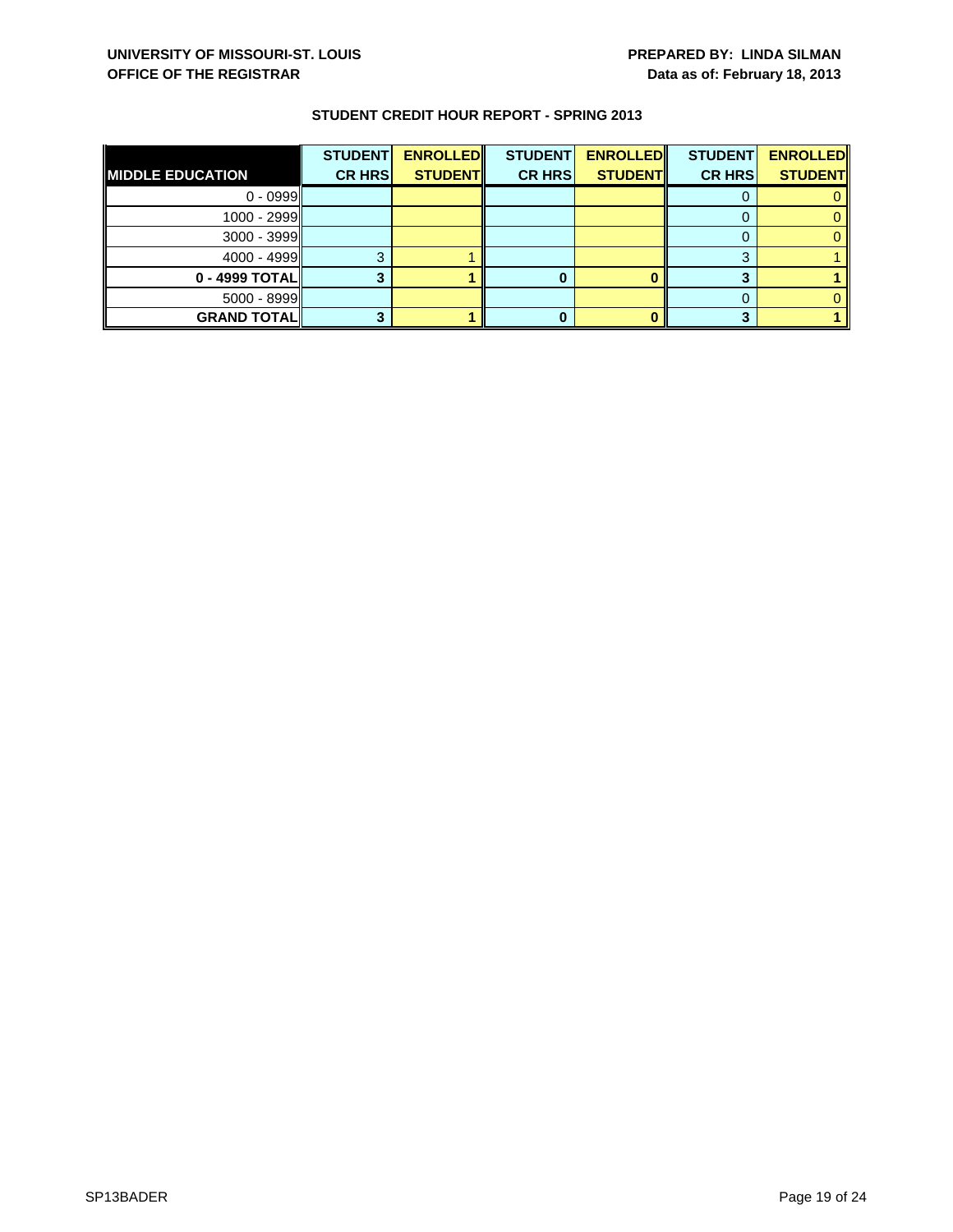**UNIVERSITY OF MISSOURI-ST. LOUIS**
**OFFICE OF THE REGISTRAR**

**PREPARED BY: LINDA SILMAN**
**Data as of: February 18, 2013**

**STUDENT CREDIT HOUR REPORT - SPRING 2013**

| MIDDLE EDUCATION | STUDENT CR HRS | ENROLLED STUDENT | STUDENT CR HRS | ENROLLED STUDENT | STUDENT CR HRS | ENROLLED STUDENT |
|---|---|---|---|---|---|---|
| 0 - 0999 | | | | | 0 | 0 |
| 1000 - 2999 | | | | | 0 | 0 |
| 3000 - 3999 | | | | | 0 | 0 |
| 4000 - 4999 | 3 | 1 | | | 3 | 1 |
| **0 - 4999 TOTAL** | **3** | **1** | **0** | **0** | **3** | **1** |
| 5000 - 8999 | | | | | 0 | 0 |
| **GRAND TOTAL** | **3** | **1** | **0** | **0** | **3** | **1** |

SP13BADER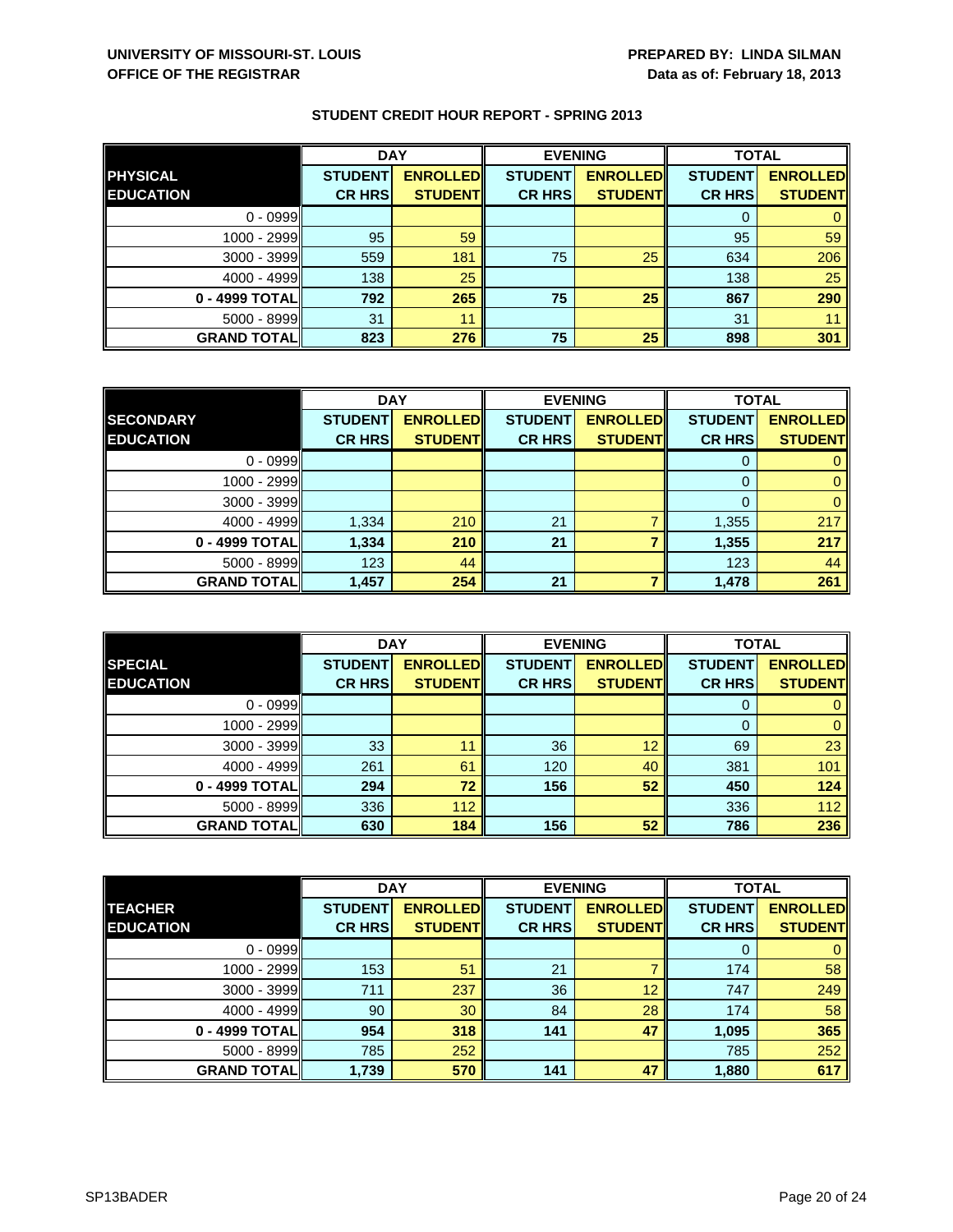**UNIVERSITY OF MISSOURI-ST. LOUIS**
**OFFICE OF THE REGISTRAR**

**PREPARED BY: LINDA SILMAN**
**Data as of: February 18, 2013**

**STUDENT CREDIT HOUR REPORT - SPRING 2013**

| PHYSICAL EDUCATION | DAY | | EVENING | | TOTAL | |
|---|---|---|---|---|---|---|
| | STUDENT CR HRS | ENROLLED STUDENT | STUDENT CR HRS | ENROLLED STUDENT | STUDENT CR HRS | ENROLLED STUDENT |
| 0 - 0999 | | | | | 0 | 0 |
| 1000 - 2999 | 95 | 59 | | | 95 | 59 |
| 3000 - 3999 | 559 | 181 | 75 | 25 | 634 | 206 |
| 4000 - 4999 | 138 | 25 | | | 138 | 25 |
| **0 - 4999 TOTAL** | **792** | **265** | **75** | **25** | **867** | **290** |
| 5000 - 8999 | 31 | 11 | | | 31 | 11 |
| **GRAND TOTAL** | **823** | **276** | **75** | **25** | **898** | **301** |

| SECONDARY EDUCATION | DAY | | EVENING | | TOTAL | |
|---|---|---|---|---|---|---|
| | STUDENT CR HRS | ENROLLED STUDENT | STUDENT CR HRS | ENROLLED STUDENT | STUDENT CR HRS | ENROLLED STUDENT |
| 0 - 0999 | | | | | 0 | 0 |
| 1000 - 2999 | | | | | 0 | 0 |
| 3000 - 3999 | | | | | 0 | 0 |
| 4000 - 4999 | 1,334 | 210 | 21 | 7 | 1,355 | 217 |
| **0 - 4999 TOTAL** | **1,334** | **210** | **21** | **7** | **1,355** | **217** |
| 5000 - 8999 | 123 | 44 | | | 123 | 44 |
| **GRAND TOTAL** | **1,457** | **254** | **21** | **7** | **1,478** | **261** |

| SPECIAL EDUCATION | DAY | | EVENING | | TOTAL | |
|---|---|---|---|---|---|---|
| | STUDENT CR HRS | ENROLLED STUDENT | STUDENT CR HRS | ENROLLED STUDENT | STUDENT CR HRS | ENROLLED STUDENT |
| 0 - 0999 | | | | | 0 | 0 |
| 1000 - 2999 | | | | | 0 | 0 |
| 3000 - 3999 | 33 | 11 | 36 | 12 | 69 | 23 |
| 4000 - 4999 | 261 | 61 | 120 | 40 | 381 | 101 |
| **0 - 4999 TOTAL** | **294** | **72** | **156** | **52** | **450** | **124** |
| 5000 - 8999 | 336 | 112 | | | 336 | 112 |
| **GRAND TOTAL** | **630** | **184** | **156** | **52** | **786** | **236** |

| TEACHER EDUCATION | DAY | | EVENING | | TOTAL | |
|---|---|---|---|---|---|---|
| | STUDENT CR HRS | ENROLLED STUDENT | STUDENT CR HRS | ENROLLED STUDENT | STUDENT CR HRS | ENROLLED STUDENT |
| 0 - 0999 | | | | | 0 | 0 |
| 1000 - 2999 | 153 | 51 | 21 | 7 | 174 | 58 |
| 3000 - 3999 | 711 | 237 | 36 | 12 | 747 | 249 |
| 4000 - 4999 | 90 | 30 | 84 | 28 | 174 | 58 |
| **0 - 4999 TOTAL** | **954** | **318** | **141** | **47** | **1,095** | **365** |
| 5000 - 8999 | 785 | 252 | | | 785 | 252 |
| **GRAND TOTAL** | **1,739** | **570** | **141** | **47** | **1,880** | **617** |

SP13BADER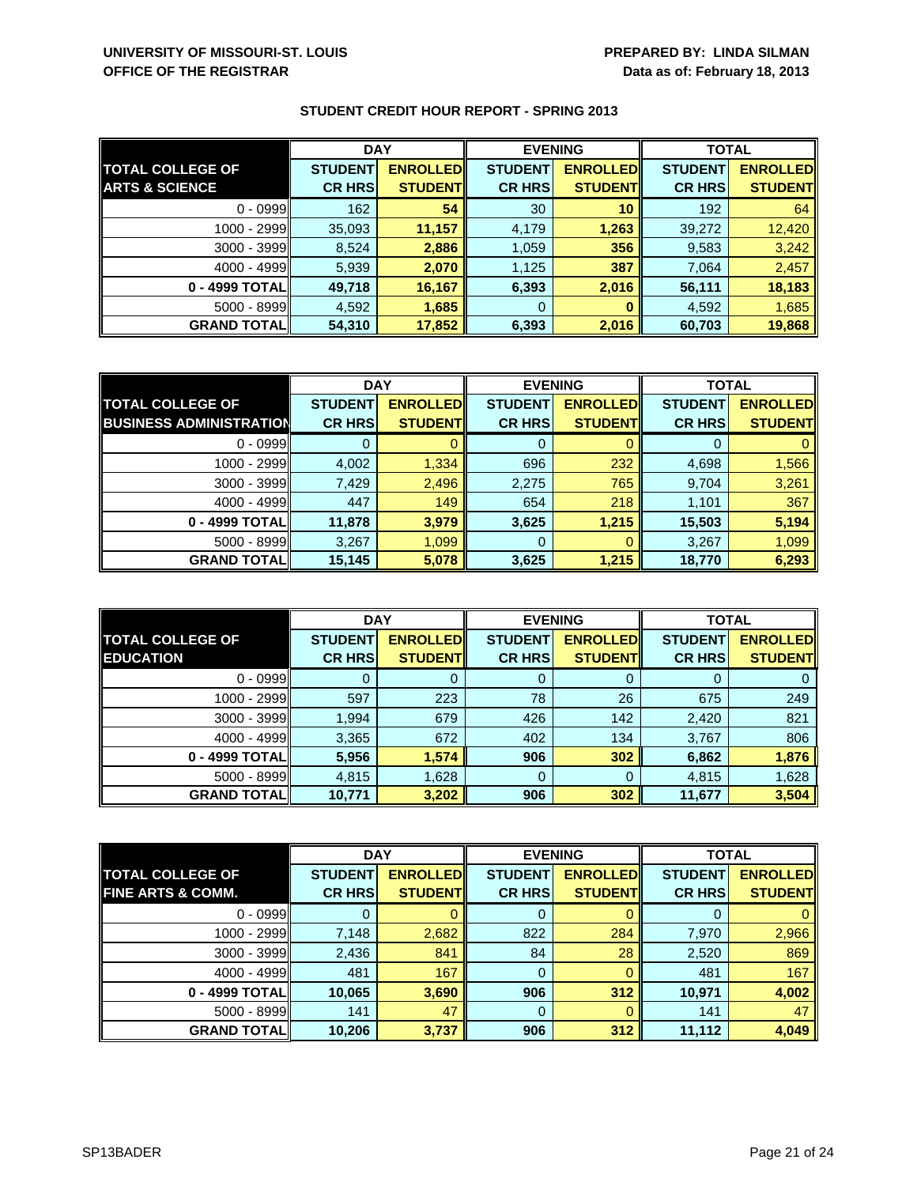**UNIVERSITY OF MISSOURI-ST. LOUIS**
**OFFICE OF THE REGISTRAR**

**PREPARED BY: LINDA SILMAN**
**Data as of: February 18, 2013**

## STUDENT CREDIT HOUR REPORT - SPRING 2013

| | DAY | | EVENING | | TOTAL | |
|---|---|---|---|---|---|---|
| **TOTAL COLLEGE OF ARTS & SCIENCE** | **STUDENT CR HRS** | **ENROLLED STUDENT** | **STUDENT CR HRS** | **ENROLLED STUDENT** | **STUDENT CR HRS** | **ENROLLED STUDENT** |
| 0 - 0999 | 162 | **54** | 30 | **10** | 192 | 64 |
| 1000 - 2999 | 35,093 | **11,157** | 4,179 | **1,263** | 39,272 | 12,420 |
| 3000 - 3999 | 8,524 | **2,886** | 1,059 | **356** | 9,583 | 3,242 |
| 4000 - 4999 | 5,939 | **2,070** | 1,125 | **387** | 7,064 | 2,457 |
| **0 - 4999 TOTAL** | **49,718** | **16,167** | **6,393** | **2,016** | **56,111** | **18,183** |
| 5000 - 8999 | 4,592 | **1,685** | 0 | **0** | 4,592 | 1,685 |
| **GRAND TOTAL** | **54,310** | **17,852** | **6,393** | **2,016** | **60,703** | **19,868** |

| | DAY | | EVENING | | TOTAL | |
|---|---|---|---|---|---|---|
| **TOTAL COLLEGE OF BUSINESS ADMINISTRATION** | **STUDENT CR HRS** | **ENROLLED STUDENT** | **STUDENT CR HRS** | **ENROLLED STUDENT** | **STUDENT CR HRS** | **ENROLLED STUDENT** |
| 0 - 0999 | 0 | 0 | 0 | 0 | 0 | 0 |
| 1000 - 2999 | 4,002 | 1,334 | 696 | 232 | 4,698 | 1,566 |
| 3000 - 3999 | 7,429 | 2,496 | 2,275 | 765 | 9,704 | 3,261 |
| 4000 - 4999 | 447 | 149 | 654 | 218 | 1,101 | 367 |
| **0 - 4999 TOTAL** | **11,878** | **3,979** | **3,625** | **1,215** | **15,503** | **5,194** |
| 5000 - 8999 | 3,267 | 1,099 | 0 | 0 | 3,267 | 1,099 |
| **GRAND TOTAL** | **15,145** | **5,078** | **3,625** | **1,215** | **18,770** | **6,293** |

| | DAY | | EVENING | | TOTAL | |
|---|---|---|---|---|---|---|
| **TOTAL COLLEGE OF EDUCATION** | **STUDENT CR HRS** | **ENROLLED STUDENT** | **STUDENT CR HRS** | **ENROLLED STUDENT** | **STUDENT CR HRS** | **ENROLLED STUDENT** |
| 0 - 0999 | 0 | 0 | 0 | 0 | 0 | 0 |
| 1000 - 2999 | 597 | 223 | 78 | 26 | 675 | 249 |
| 3000 - 3999 | 1,994 | 679 | 426 | 142 | 2,420 | 821 |
| 4000 - 4999 | 3,365 | 672 | 402 | 134 | 3,767 | 806 |
| **0 - 4999 TOTAL** | **5,956** | **1,574** | **906** | **302** | **6,862** | **1,876** |
| 5000 - 8999 | 4,815 | 1,628 | 0 | 0 | 4,815 | 1,628 |
| **GRAND TOTAL** | **10,771** | **3,202** | **906** | **302** | **11,677** | **3,504** |

| | DAY | | EVENING | | TOTAL | |
|---|---|---|---|---|---|---|
| **TOTAL COLLEGE OF FINE ARTS & COMM.** | **STUDENT CR HRS** | **ENROLLED STUDENT** | **STUDENT CR HRS** | **ENROLLED STUDENT** | **STUDENT CR HRS** | **ENROLLED STUDENT** |
| 0 - 0999 | 0 | 0 | 0 | 0 | 0 | 0 |
| 1000 - 2999 | 7,148 | 2,682 | 822 | 284 | 7,970 | 2,966 |
| 3000 - 3999 | 2,436 | 841 | 84 | 28 | 2,520 | 869 |
| 4000 - 4999 | 481 | 167 | 0 | 0 | 481 | 167 |
| **0 - 4999 TOTAL** | **10,065** | **3,690** | **906** | **312** | **10,971** | **4,002** |
| 5000 - 8999 | 141 | 47 | 0 | 0 | 141 | 47 |
| **GRAND TOTAL** | **10,206** | **3,737** | **906** | **312** | **11,112** | **4,049** |

SP13BADER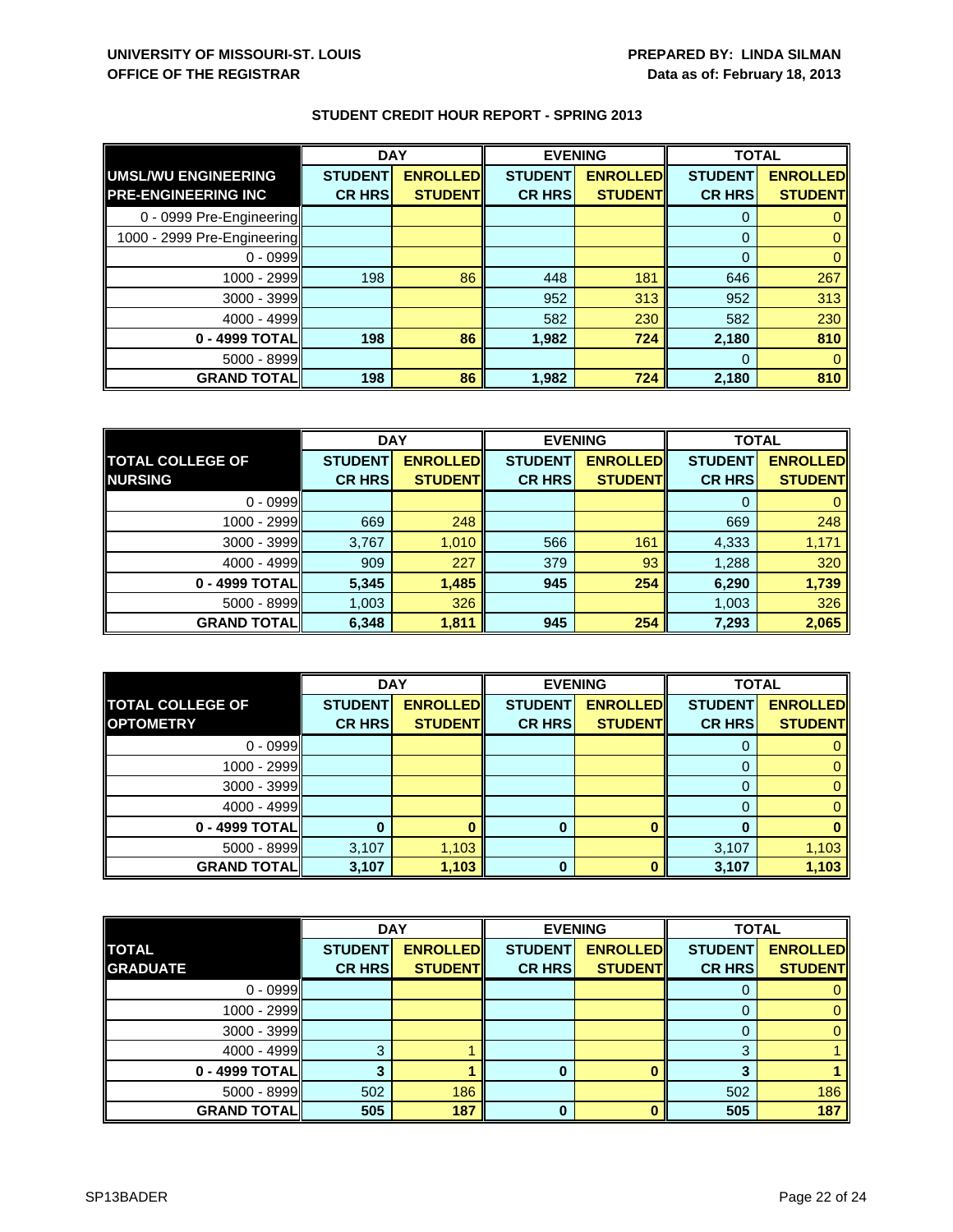**UNIVERSITY OF MISSOURI-ST. LOUIS**
**OFFICE OF THE REGISTRAR**

**PREPARED BY: LINDA SILMAN**
**Data as of: February 18, 2013**

## STUDENT CREDIT HOUR REPORT - SPRING 2013

| | DAY | | EVENING | | TOTAL | |
|---|---|---|---|---|---|---|
| **UMSL/WU ENGINEERING PRE-ENGINEERING INC** | **STUDENT CR HRS** | **ENROLLED STUDENT** | **STUDENT CR HRS** | **ENROLLED STUDENT** | **STUDENT CR HRS** | **ENROLLED STUDENT** |
| 0 - 0999 Pre-Engineering | | | | | 0 | 0 |
| 1000 - 2999 Pre-Engineering | | | | | 0 | 0 |
| 0 - 0999 | | | | | 0 | 0 |
| 1000 - 2999 | 198 | 86 | 448 | 181 | 646 | 267 |
| 3000 - 3999 | | | 952 | 313 | 952 | 313 |
| 4000 - 4999 | | | 582 | 230 | 582 | 230 |
| **0 - 4999 TOTAL** | **198** | **86** | **1,982** | **724** | **2,180** | **810** |
| 5000 - 8999 | | | | | 0 | 0 |
| **GRAND TOTAL** | **198** | **86** | **1,982** | **724** | **2,180** | **810** |

| | DAY | | EVENING | | TOTAL | |
|---|---|---|---|---|---|---|
| **TOTAL COLLEGE OF NURSING** | **STUDENT CR HRS** | **ENROLLED STUDENT** | **STUDENT CR HRS** | **ENROLLED STUDENT** | **STUDENT CR HRS** | **ENROLLED STUDENT** |
| 0 - 0999 | | | | | 0 | 0 |
| 1000 - 2999 | 669 | 248 | | | 669 | 248 |
| 3000 - 3999 | 3,767 | 1,010 | 566 | 161 | 4,333 | 1,171 |
| 4000 - 4999 | 909 | 227 | 379 | 93 | 1,288 | 320 |
| **0 - 4999 TOTAL** | **5,345** | **1,485** | **945** | **254** | **6,290** | **1,739** |
| 5000 - 8999 | 1,003 | 326 | | | 1,003 | 326 |
| **GRAND TOTAL** | **6,348** | **1,811** | **945** | **254** | **7,293** | **2,065** |

| | DAY | | EVENING | | TOTAL | |
|---|---|---|---|---|---|---|
| **TOTAL COLLEGE OF OPTOMETRY** | **STUDENT CR HRS** | **ENROLLED STUDENT** | **STUDENT CR HRS** | **ENROLLED STUDENT** | **STUDENT CR HRS** | **ENROLLED STUDENT** |
| 0 - 0999 | | | | | 0 | 0 |
| 1000 - 2999 | | | | | 0 | 0 |
| 3000 - 3999 | | | | | 0 | 0 |
| 4000 - 4999 | | | | | 0 | 0 |
| **0 - 4999 TOTAL** | **0** | **0** | **0** | **0** | **0** | **0** |
| 5000 - 8999 | 3,107 | 1,103 | | | 3,107 | 1,103 |
| **GRAND TOTAL** | **3,107** | **1,103** | **0** | **0** | **3,107** | **1,103** |

| | DAY | | EVENING | | TOTAL | |
|---|---|---|---|---|---|---|
| **TOTAL GRADUATE** | **STUDENT CR HRS** | **ENROLLED STUDENT** | **STUDENT CR HRS** | **ENROLLED STUDENT** | **STUDENT CR HRS** | **ENROLLED STUDENT** |
| 0 - 0999 | | | | | 0 | 0 |
| 1000 - 2999 | | | | | 0 | 0 |
| 3000 - 3999 | | | | | 0 | 0 |
| 4000 - 4999 | 3 | 1 | | | 3 | 1 |
| **0 - 4999 TOTAL** | **3** | **1** | **0** | **0** | **3** | **1** |
| 5000 - 8999 | 502 | 186 | | | 502 | 186 |
| **GRAND TOTAL** | **505** | **187** | **0** | **0** | **505** | **187** |

SP13BADER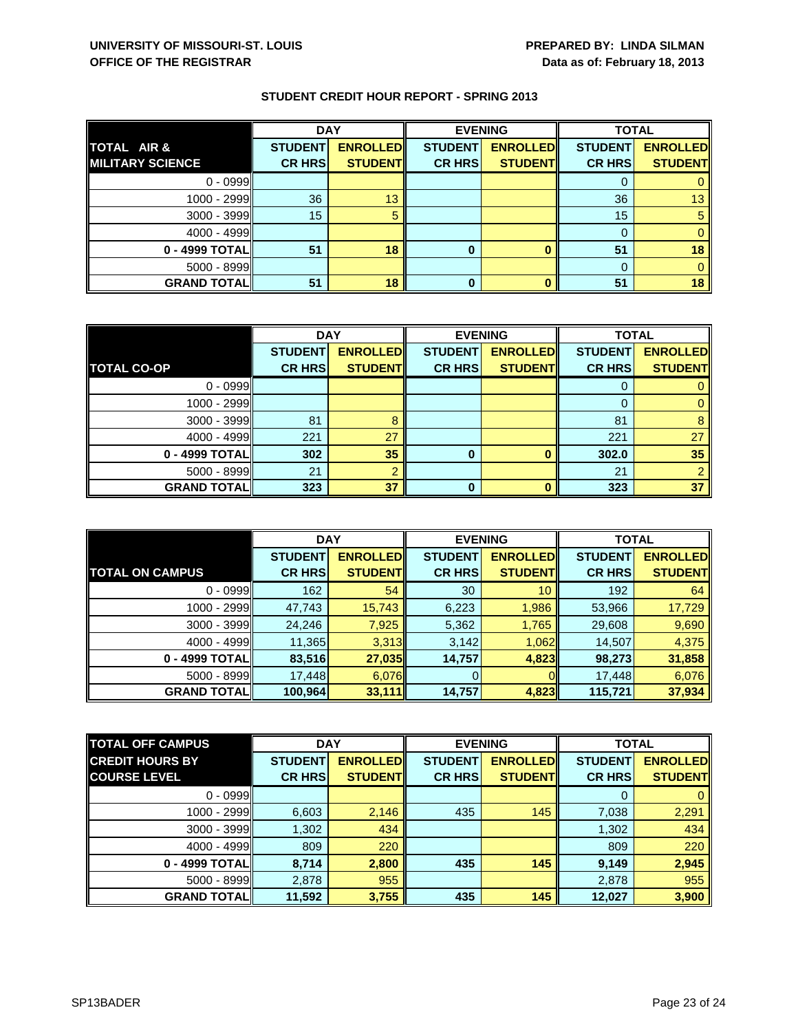**UNIVERSITY OF MISSOURI-ST. LOUIS**
**OFFICE OF THE REGISTRAR**

**PREPARED BY: LINDA SILMAN**
**Data as of: February 18, 2013**

## STUDENT CREDIT HOUR REPORT - SPRING 2013

| TOTAL AIR & MILITARY SCIENCE | DAY | | EVENING | | TOTAL | |
|---|---|---|---|---|---|---|
| | STUDENT CR HRS | ENROLLED STUDENT | STUDENT CR HRS | ENROLLED STUDENT | STUDENT CR HRS | ENROLLED STUDENT |
| 0 - 0999 | | | | | 0 | 0 |
| 1000 - 2999 | 36 | 13 | | | 36 | 13 |
| 3000 - 3999 | 15 | 5 | | | 15 | 5 |
| 4000 - 4999 | | | | | 0 | 0 |
| **0 - 4999 TOTAL** | **51** | **18** | **0** | **0** | **51** | **18** |
| 5000 - 8999 | | | | | 0 | 0 |
| **GRAND TOTAL** | **51** | **18** | **0** | **0** | **51** | **18** |

| TOTAL CO-OP | DAY | | EVENING | | TOTAL | |
|---|---|---|---|---|---|---|
| | STUDENT CR HRS | ENROLLED STUDENT | STUDENT CR HRS | ENROLLED STUDENT | STUDENT CR HRS | ENROLLED STUDENT |
| 0 - 0999 | | | | | 0 | 0 |
| 1000 - 2999 | | | | | 0 | 0 |
| 3000 - 3999 | 81 | 8 | | | 81 | 8 |
| 4000 - 4999 | 221 | 27 | | | 221 | 27 |
| **0 - 4999 TOTAL** | **302** | **35** | **0** | **0** | **302.0** | **35** |
| 5000 - 8999 | 21 | 2 | | | 21 | 2 |
| **GRAND TOTAL** | **323** | **37** | **0** | **0** | **323** | **37** |

| TOTAL ON CAMPUS | DAY | | EVENING | | TOTAL | |
|---|---|---|---|---|---|---|
| | STUDENT CR HRS | ENROLLED STUDENT | STUDENT CR HRS | ENROLLED STUDENT | STUDENT CR HRS | ENROLLED STUDENT |
| 0 - 0999 | 162 | 54 | 30 | 10 | 192 | 64 |
| 1000 - 2999 | 47,743 | 15,743 | 6,223 | 1,986 | 53,966 | 17,729 |
| 3000 - 3999 | 24,246 | 7,925 | 5,362 | 1,765 | 29,608 | 9,690 |
| 4000 - 4999 | 11,365 | 3,313 | 3,142 | 1,062 | 14,507 | 4,375 |
| **0 - 4999 TOTAL** | **83,516** | **27,035** | **14,757** | **4,823** | **98,273** | **31,858** |
| 5000 - 8999 | 17,448 | 6,076 | 0 | 0 | 17,448 | 6,076 |
| **GRAND TOTAL** | **100,964** | **33,111** | **14,757** | **4,823** | **115,721** | **37,934** |

| TOTAL OFF CAMPUS CREDIT HOURS BY COURSE LEVEL | DAY | | EVENING | | TOTAL | |
|---|---|---|---|---|---|---|
| | STUDENT CR HRS | ENROLLED STUDENT | STUDENT CR HRS | ENROLLED STUDENT | STUDENT CR HRS | ENROLLED STUDENT |
| 0 - 0999 | | | | | 0 | 0 |
| 1000 - 2999 | 6,603 | 2,146 | 435 | 145 | 7,038 | 2,291 |
| 3000 - 3999 | 1,302 | 434 | | | 1,302 | 434 |
| 4000 - 4999 | 809 | 220 | | | 809 | 220 |
| **0 - 4999 TOTAL** | **8,714** | **2,800** | **435** | **145** | **9,149** | **2,945** |
| 5000 - 8999 | 2,878 | 955 | | | 2,878 | 955 |
| **GRAND TOTAL** | **11,592** | **3,755** | **435** | **145** | **12,027** | **3,900** |

SP13BADER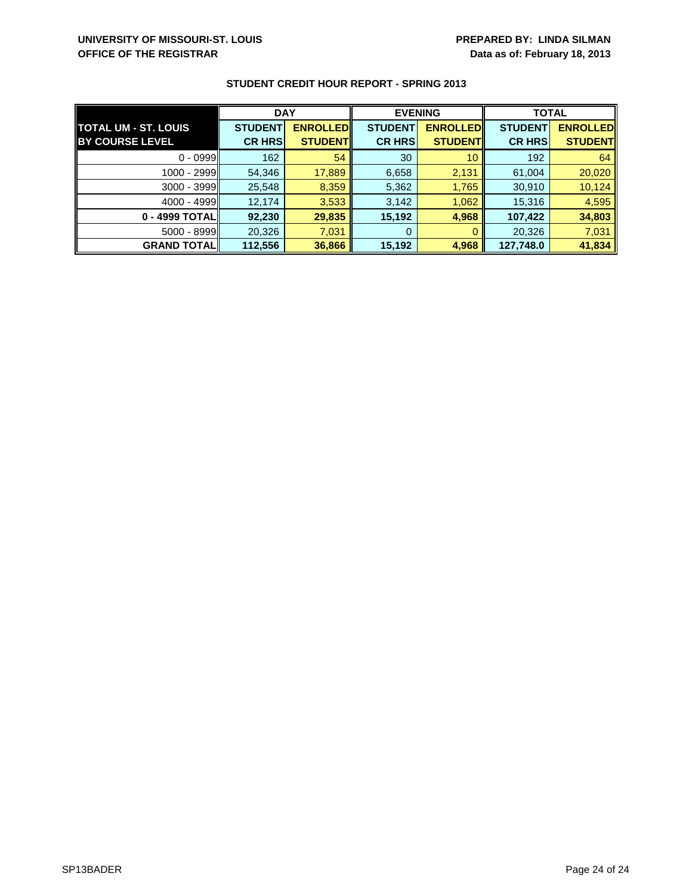**UNIVERSITY OF MISSOURI-ST. LOUIS**
**OFFICE OF THE REGISTRAR**

**PREPARED BY: LINDA SILMAN**
**Data as of: February 18, 2013**

## STUDENT CREDIT HOUR REPORT - SPRING 2013

| | DAY | | EVENING | | TOTAL | |
|---|---|---|---|---|---|---|
| **TOTAL UM - ST. LOUIS BY COURSE LEVEL** | **STUDENT CR HRS** | **ENROLLED STUDENT** | **STUDENT CR HRS** | **ENROLLED STUDENT** | **STUDENT CR HRS** | **ENROLLED STUDENT** |
| 0 - 0999 | 162 | 54 | 30 | 10 | 192 | 64 |
| 1000 - 2999 | 54,346 | 17,889 | 6,658 | 2,131 | 61,004 | 20,020 |
| 3000 - 3999 | 25,548 | 8,359 | 5,362 | 1,765 | 30,910 | 10,124 |
| 4000 - 4999 | 12,174 | 3,533 | 3,142 | 1,062 | 15,316 | 4,595 |
| **0 - 4999 TOTAL** | **92,230** | **29,835** | **15,192** | **4,968** | **107,422** | **34,803** |
| 5000 - 8999 | 20,326 | 7,031 | 0 | 0 | 20,326 | 7,031 |
| **GRAND TOTAL** | **112,556** | **36,866** | **15,192** | **4,968** | **127,748.0** | **41,834** |

SP13BADER